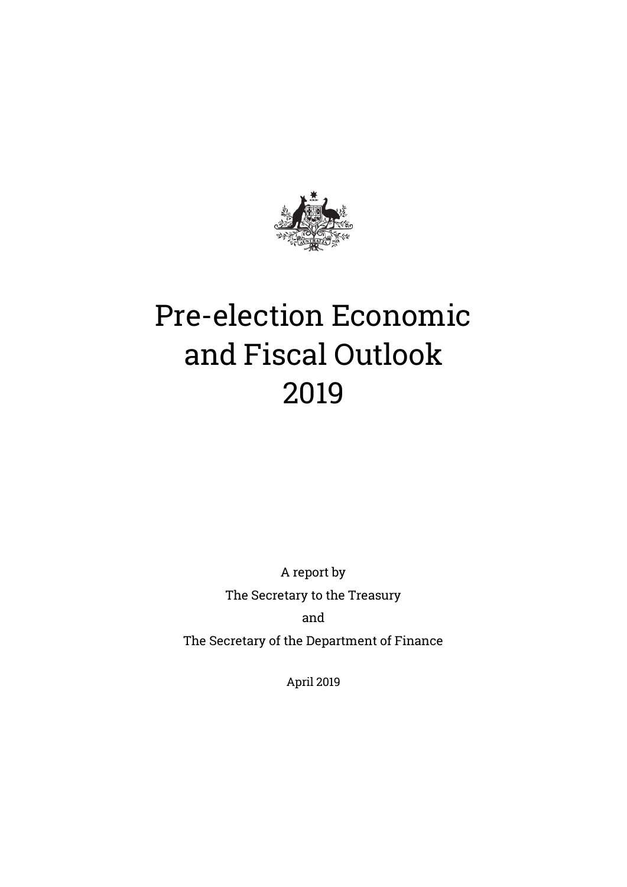# Pre-election Economic and Fiscal Outlook 2019

A report by

The Secretary to the Treasury

and

The Secretary of the Department of Finance

April 2019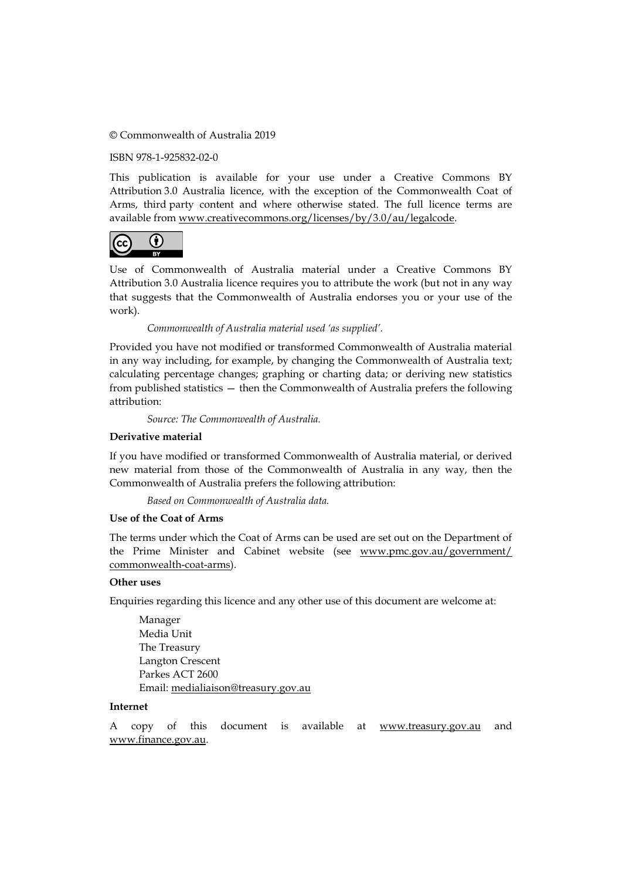© Commonwealth of Australia 2019

ISBN 978-1-925832-02-0

This publication is available for your use under a Creative Commons BY Attribution 3.0 Australia licence, with the exception of the Commonwealth Coat of Arms, third party content and where otherwise stated. The full licence terms are available from www.creativecommons.org/licenses/by/3.0/au/legalcode.

Use of Commonwealth of Australia material under a Creative Commons BY Attribution 3.0 Australia licence requires you to attribute the work (but not in any way that suggests that the Commonwealth of Australia endorses you or your use of the work).

*Commonwealth of Australia material used 'as supplied'.*

Provided you have not modified or transformed Commonwealth of Australia material in any way including, for example, by changing the Commonwealth of Australia text; calculating percentage changes; graphing or charting data; or deriving new statistics from published statistics — then the Commonwealth of Australia prefers the following attribution:

*Source: The Commonwealth of Australia.*

**Derivative material**

If you have modified or transformed Commonwealth of Australia material, or derived new material from those of the Commonwealth of Australia in any way, then the Commonwealth of Australia prefers the following attribution:

*Based on Commonwealth of Australia data.*

**Use of the Coat of Arms**

The terms under which the Coat of Arms can be used are set out on the Department of the Prime Minister and Cabinet website (see www.pmc.gov.au/government/commonwealth-coat-arms).

**Other uses**

Enquiries regarding this licence and any other use of this document are welcome at:

Manager
Media Unit
The Treasury
Langton Crescent
Parkes ACT 2600
Email: medialiaison@treasury.gov.au

**Internet**

A copy of this document is available at www.treasury.gov.au and www.finance.gov.au.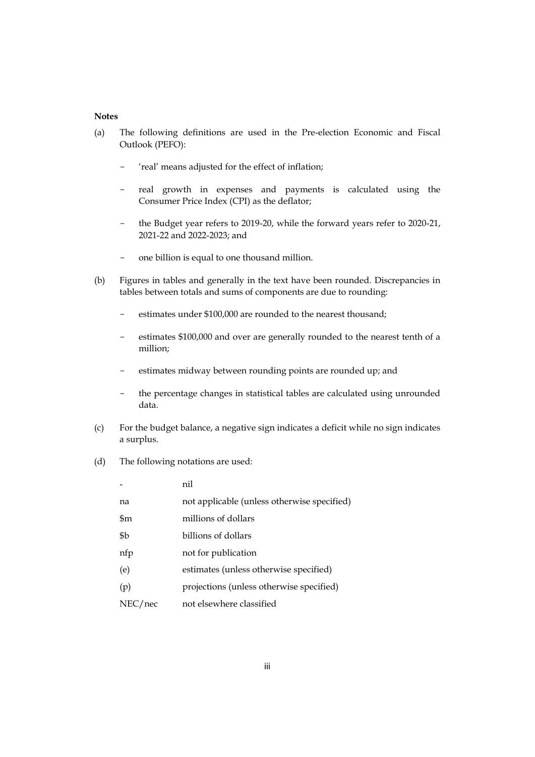**Notes**

(a) The following definitions are used in the Pre-election Economic and Fiscal Outlook (PEFO):

- 'real' means adjusted for the effect of inflation;
- real growth in expenses and payments is calculated using the Consumer Price Index (CPI) as the deflator;
- the Budget year refers to 2019-20, while the forward years refer to 2020-21, 2021-22 and 2022-2023; and
- one billion is equal to one thousand million.

(b) Figures in tables and generally in the text have been rounded. Discrepancies in tables between totals and sums of components are due to rounding:

- estimates under $100,000 are rounded to the nearest thousand;
- estimates $100,000 and over are generally rounded to the nearest tenth of a million;
- estimates midway between rounding points are rounded up; and
- the percentage changes in statistical tables are calculated using unrounded data.

(c) For the budget balance, a negative sign indicates a deficit while no sign indicates a surplus.

(d) The following notations are used:

| | |
|---|---|
| - | nil |
| na | not applicable (unless otherwise specified) |
| $m | millions of dollars |
| $b | billions of dollars |
| nfp | not for publication |
| (e) | estimates (unless otherwise specified) |
| (p) | projections (unless otherwise specified) |
| NEC/nec | not elsewhere classified |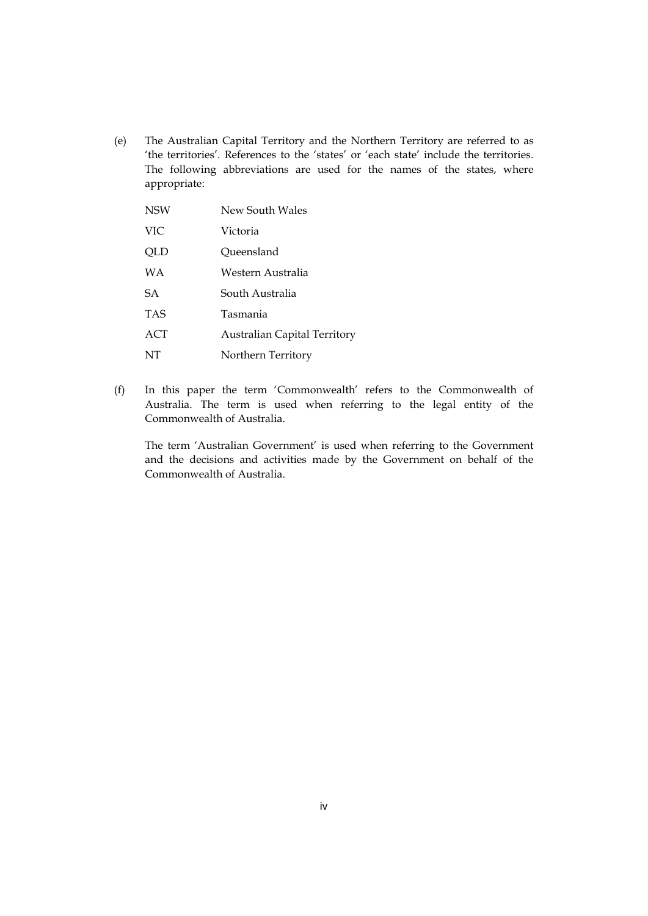(e) The Australian Capital Territory and the Northern Territory are referred to as 'the territories'. References to the 'states' or 'each state' include the territories. The following abbreviations are used for the names of the states, where appropriate:

| | |
|---|---|
| NSW | New South Wales |
| VIC | Victoria |
| QLD | Queensland |
| WA | Western Australia |
| SA | South Australia |
| TAS | Tasmania |
| ACT | Australian Capital Territory |
| NT | Northern Territory |

(f) In this paper the term 'Commonwealth' refers to the Commonwealth of Australia. The term is used when referring to the legal entity of the Commonwealth of Australia.

The term 'Australian Government' is used when referring to the Government and the decisions and activities made by the Government on behalf of the Commonwealth of Australia.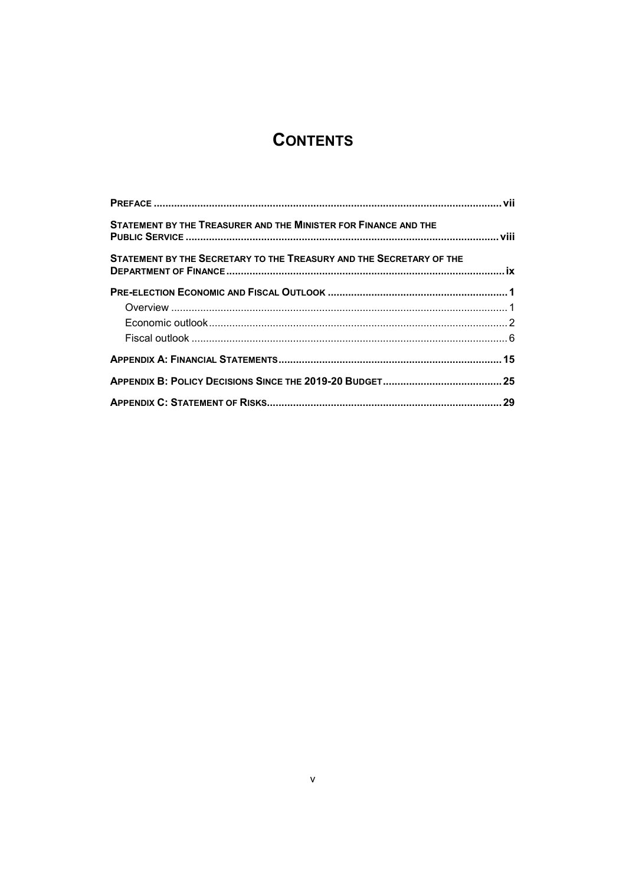# CONTENTS

**PREFACE** .......... **vii**

**STATEMENT BY THE TREASURER AND THE MINISTER FOR FINANCE AND THE PUBLIC SERVICE** .......... **viii**

**STATEMENT BY THE SECRETARY TO THE TREASURY AND THE SECRETARY OF THE DEPARTMENT OF FINANCE** .......... **ix**

**PRE-ELECTION ECONOMIC AND FISCAL OUTLOOK** .......... **1**

- Overview .......... 1
- Economic outlook .......... 2
- Fiscal outlook .......... 6

**APPENDIX A: FINANCIAL STATEMENTS** .......... **15**

**APPENDIX B: POLICY DECISIONS SINCE THE 2019-20 BUDGET** .......... **25**

**APPENDIX C: STATEMENT OF RISKS** .......... **29**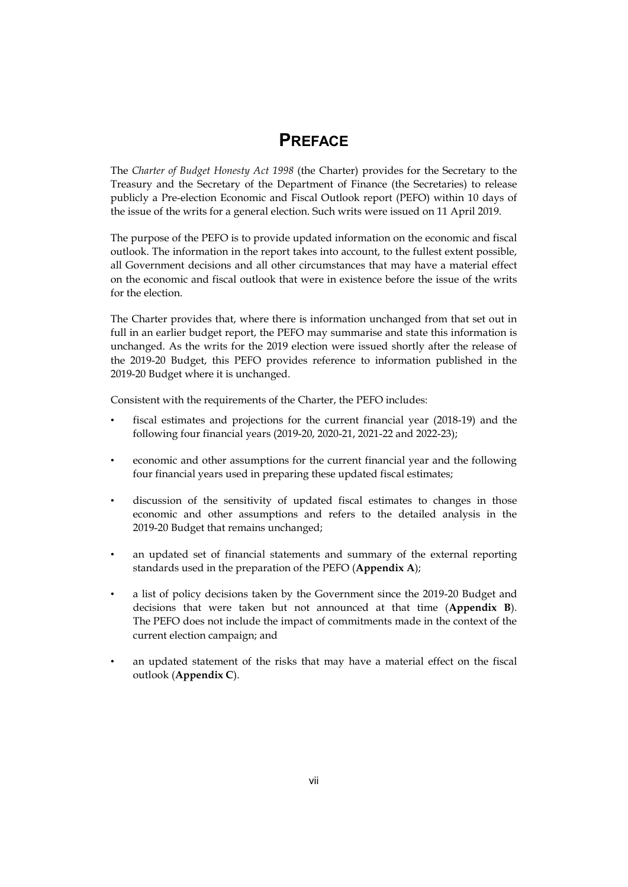# PREFACE

The *Charter of Budget Honesty Act 1998* (the Charter) provides for the Secretary to the Treasury and the Secretary of the Department of Finance (the Secretaries) to release publicly a Pre-election Economic and Fiscal Outlook report (PEFO) within 10 days of the issue of the writs for a general election. Such writs were issued on 11 April 2019.

The purpose of the PEFO is to provide updated information on the economic and fiscal outlook. The information in the report takes into account, to the fullest extent possible, all Government decisions and all other circumstances that may have a material effect on the economic and fiscal outlook that were in existence before the issue of the writs for the election.

The Charter provides that, where there is information unchanged from that set out in full in an earlier budget report, the PEFO may summarise and state this information is unchanged. As the writs for the 2019 election were issued shortly after the release of the 2019-20 Budget, this PEFO provides reference to information published in the 2019-20 Budget where it is unchanged.

Consistent with the requirements of the Charter, the PEFO includes:

- fiscal estimates and projections for the current financial year (2018-19) and the following four financial years (2019-20, 2020-21, 2021-22 and 2022-23);
- economic and other assumptions for the current financial year and the following four financial years used in preparing these updated fiscal estimates;
- discussion of the sensitivity of updated fiscal estimates to changes in those economic and other assumptions and refers to the detailed analysis in the 2019-20 Budget that remains unchanged;
- an updated set of financial statements and summary of the external reporting standards used in the preparation of the PEFO (**Appendix A**);
- a list of policy decisions taken by the Government since the 2019-20 Budget and decisions that were taken but not announced at that time (**Appendix B**). The PEFO does not include the impact of commitments made in the context of the current election campaign; and
- an updated statement of the risks that may have a material effect on the fiscal outlook (**Appendix C**).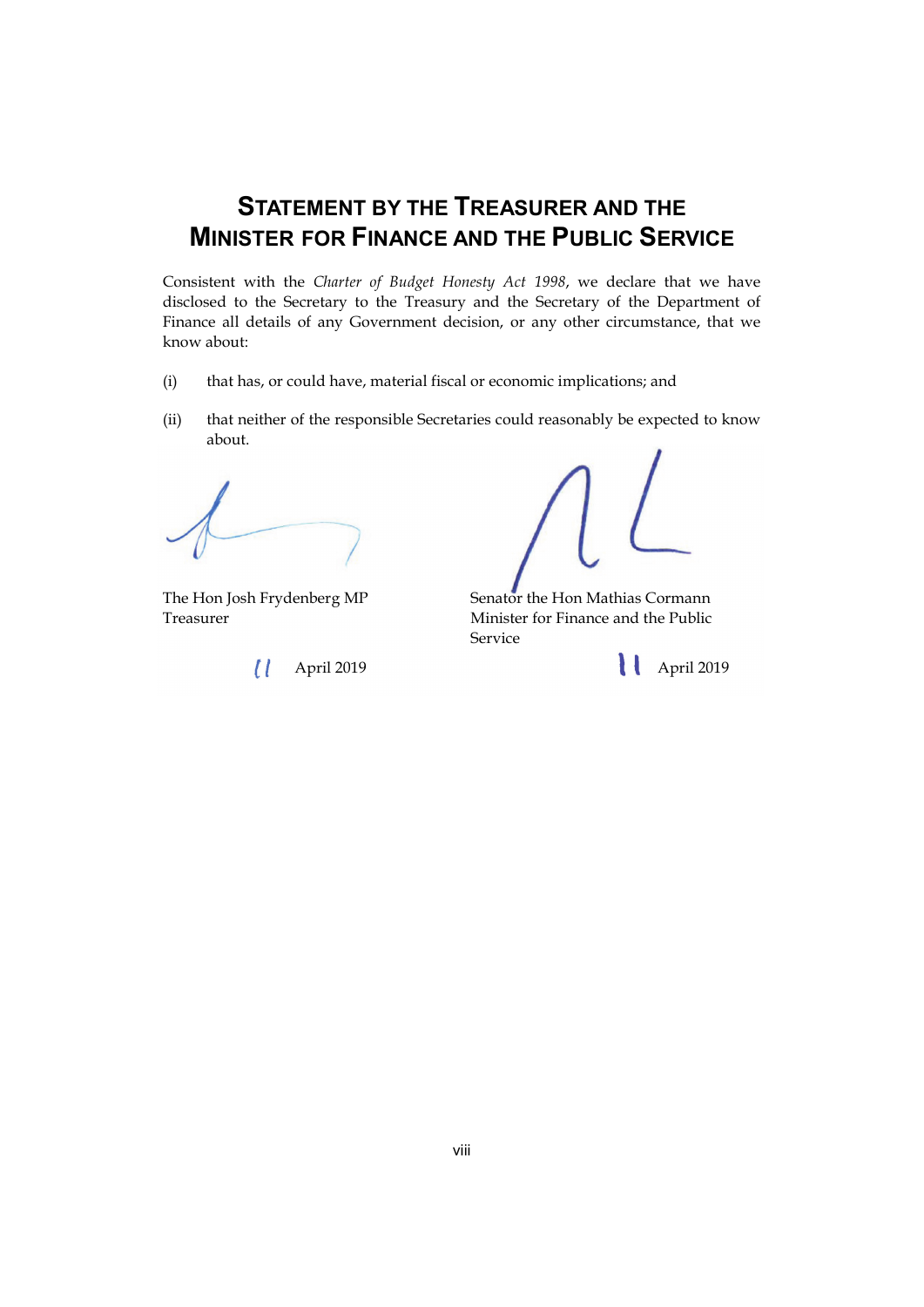# Statement by the Treasurer and the Minister for Finance and the Public Service

Consistent with the *Charter of Budget Honesty Act 1998*, we declare that we have disclosed to the Secretary to the Treasury and the Secretary of the Department of Finance all details of any Government decision, or any other circumstance, that we know about:

(i) that has, or could have, material fiscal or economic implications; and

(ii) that neither of the responsible Secretaries could reasonably be expected to know about.

The Hon Josh Frydenberg MP
Treasurer

11 April 2019

Senator the Hon Mathias Cormann
Minister for Finance and the Public Service

11 April 2019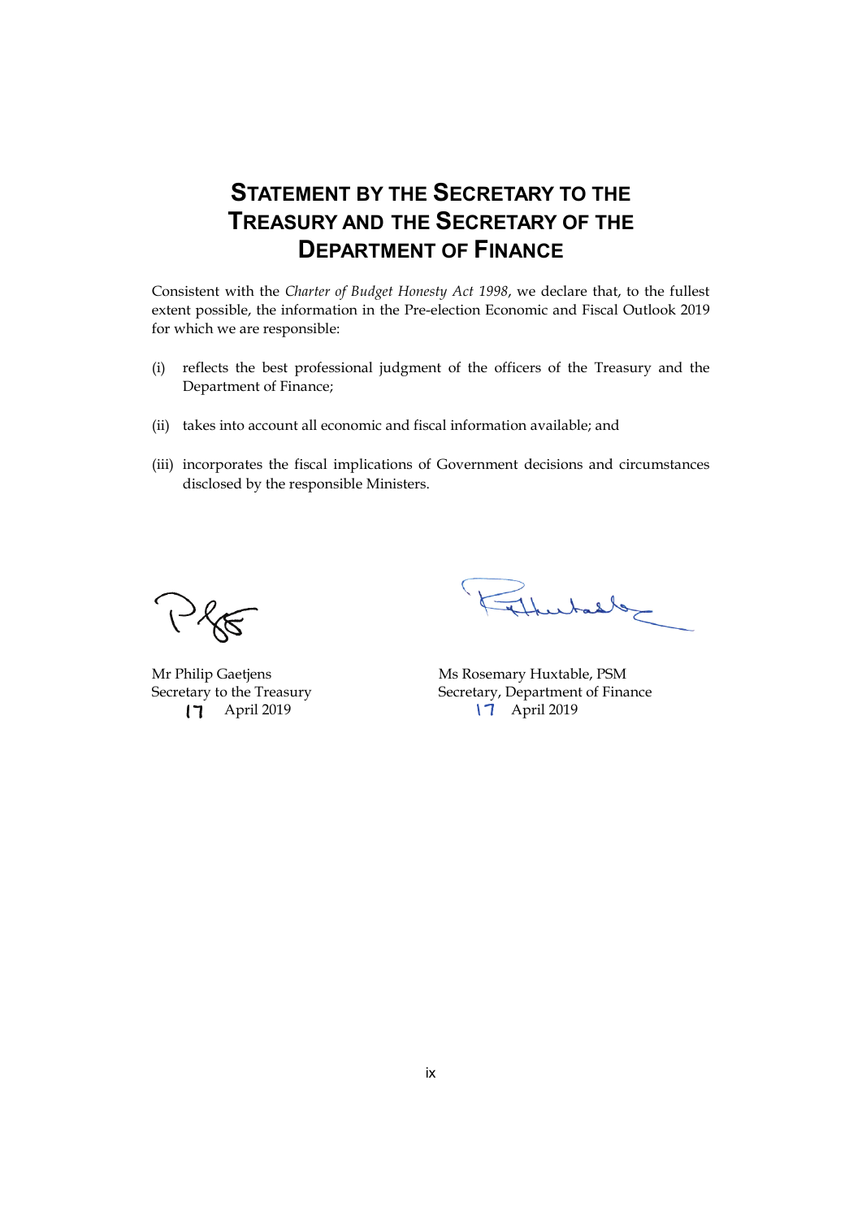# Statement by the Secretary to the Treasury and the Secretary of the Department of Finance

Consistent with the *Charter of Budget Honesty Act 1998*, we declare that, to the fullest extent possible, the information in the Pre-election Economic and Fiscal Outlook 2019 for which we are responsible:

(i) reflects the best professional judgment of the officers of the Treasury and the Department of Finance;

(ii) takes into account all economic and fiscal information available; and

(iii) incorporates the fiscal implications of Government decisions and circumstances disclosed by the responsible Ministers.

Mr Philip Gaetjens
Secretary to the Treasury
17 April 2019

Ms Rosemary Huxtable, PSM
Secretary, Department of Finance
17 April 2019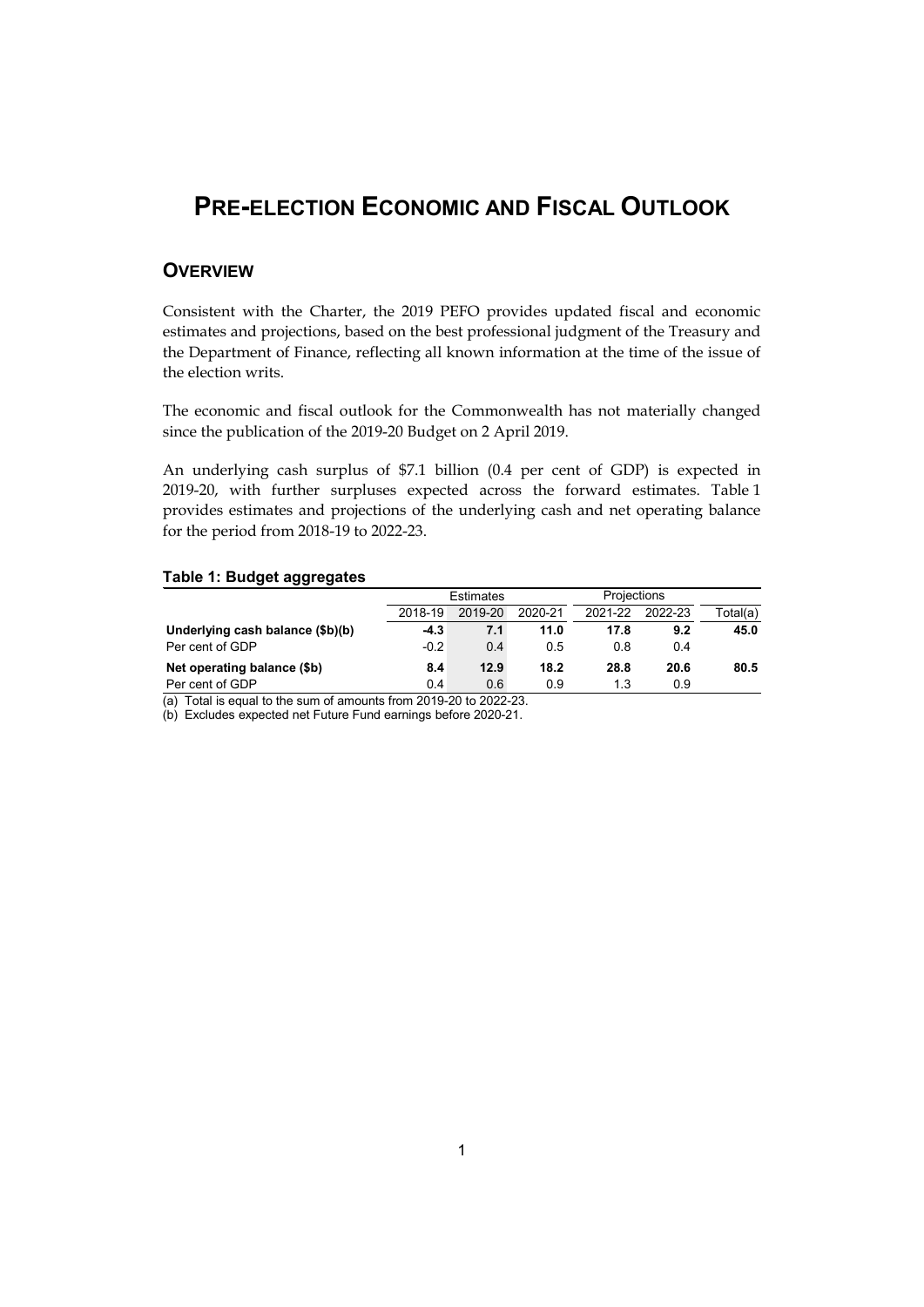# PRE-ELECTION ECONOMIC AND FISCAL OUTLOOK

## OVERVIEW

Consistent with the Charter, the 2019 PEFO provides updated fiscal and economic estimates and projections, based on the best professional judgment of the Treasury and the Department of Finance, reflecting all known information at the time of the issue of the election writs.

The economic and fiscal outlook for the Commonwealth has not materially changed since the publication of the 2019-20 Budget on 2 April 2019.

An underlying cash surplus of $7.1 billion (0.4 per cent of GDP) is expected in 2019-20, with further surpluses expected across the forward estimates. Table 1 provides estimates and projections of the underlying cash and net operating balance for the period from 2018-19 to 2022-23.

**Table 1: Budget aggregates**

| | Estimates | | | Projections | | |
|---|---|---|---|---|---|---|
| | 2018-19 | 2019-20 | 2020-21 | 2021-22 | 2022-23 | Total(a) |
| **Underlying cash balance ($b)(b)** | **-4.3** | **7.1** | **11.0** | **17.8** | **9.2** | **45.0** |
| Per cent of GDP | -0.2 | 0.4 | 0.5 | 0.8 | 0.4 | |
| **Net operating balance ($b)** | **8.4** | **12.9** | **18.2** | **28.8** | **20.6** | **80.5** |
| Per cent of GDP | 0.4 | 0.6 | 0.9 | 1.3 | 0.9 | |

(a) Total is equal to the sum of amounts from 2019-20 to 2022-23.
(b) Excludes expected net Future Fund earnings before 2020-21.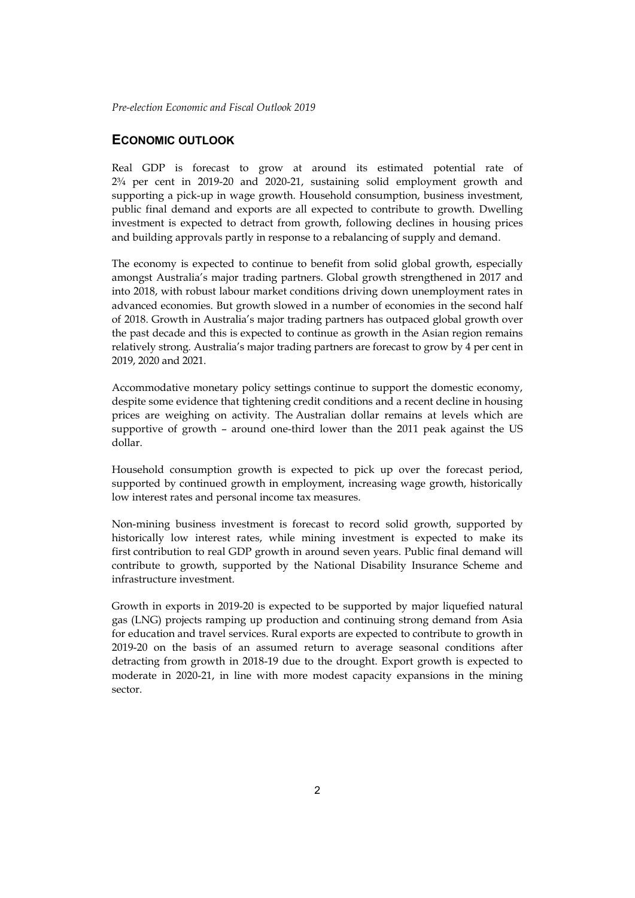## ECONOMIC OUTLOOK

Real GDP is forecast to grow at around its estimated potential rate of 2¾ per cent in 2019-20 and 2020-21, sustaining solid employment growth and supporting a pick-up in wage growth. Household consumption, business investment, public final demand and exports are all expected to contribute to growth. Dwelling investment is expected to detract from growth, following declines in housing prices and building approvals partly in response to a rebalancing of supply and demand.

The economy is expected to continue to benefit from solid global growth, especially amongst Australia's major trading partners. Global growth strengthened in 2017 and into 2018, with robust labour market conditions driving down unemployment rates in advanced economies. But growth slowed in a number of economies in the second half of 2018. Growth in Australia's major trading partners has outpaced global growth over the past decade and this is expected to continue as growth in the Asian region remains relatively strong. Australia's major trading partners are forecast to grow by 4 per cent in 2019, 2020 and 2021.

Accommodative monetary policy settings continue to support the domestic economy, despite some evidence that tightening credit conditions and a recent decline in housing prices are weighing on activity. The Australian dollar remains at levels which are supportive of growth – around one-third lower than the 2011 peak against the US dollar.

Household consumption growth is expected to pick up over the forecast period, supported by continued growth in employment, increasing wage growth, historically low interest rates and personal income tax measures.

Non-mining business investment is forecast to record solid growth, supported by historically low interest rates, while mining investment is expected to make its first contribution to real GDP growth in around seven years. Public final demand will contribute to growth, supported by the National Disability Insurance Scheme and infrastructure investment.

Growth in exports in 2019-20 is expected to be supported by major liquefied natural gas (LNG) projects ramping up production and continuing strong demand from Asia for education and travel services. Rural exports are expected to contribute to growth in 2019-20 on the basis of an assumed return to average seasonal conditions after detracting from growth in 2018-19 due to the drought. Export growth is expected to moderate in 2020-21, in line with more modest capacity expansions in the mining sector.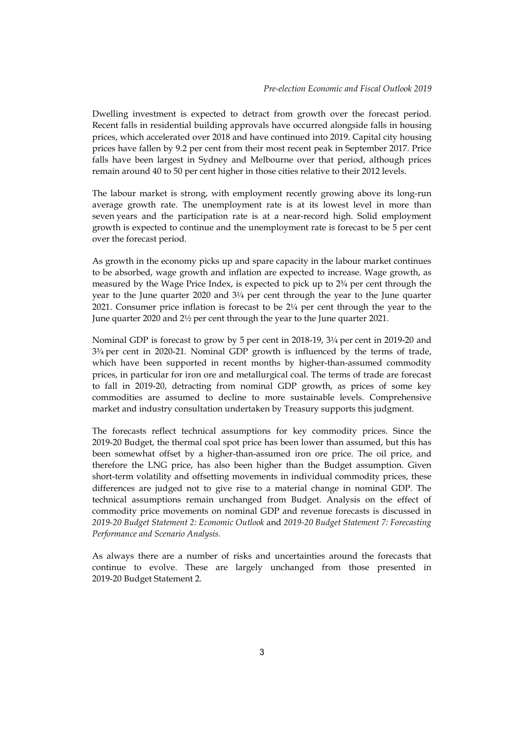Dwelling investment is expected to detract from growth over the forecast period. Recent falls in residential building approvals have occurred alongside falls in housing prices, which accelerated over 2018 and have continued into 2019. Capital city housing prices have fallen by 9.2 per cent from their most recent peak in September 2017. Price falls have been largest in Sydney and Melbourne over that period, although prices remain around 40 to 50 per cent higher in those cities relative to their 2012 levels.

The labour market is strong, with employment recently growing above its long-run average growth rate. The unemployment rate is at its lowest level in more than seven years and the participation rate is at a near-record high. Solid employment growth is expected to continue and the unemployment rate is forecast to be 5 per cent over the forecast period.

As growth in the economy picks up and spare capacity in the labour market continues to be absorbed, wage growth and inflation are expected to increase. Wage growth, as measured by the Wage Price Index, is expected to pick up to 2¾ per cent through the year to the June quarter 2020 and 3¼ per cent through the year to the June quarter 2021. Consumer price inflation is forecast to be 2¼ per cent through the year to the June quarter 2020 and 2½ per cent through the year to the June quarter 2021.

Nominal GDP is forecast to grow by 5 per cent in 2018-19, 3¼ per cent in 2019-20 and 3¾ per cent in 2020-21. Nominal GDP growth is influenced by the terms of trade, which have been supported in recent months by higher-than-assumed commodity prices, in particular for iron ore and metallurgical coal. The terms of trade are forecast to fall in 2019-20, detracting from nominal GDP growth, as prices of some key commodities are assumed to decline to more sustainable levels. Comprehensive market and industry consultation undertaken by Treasury supports this judgment.

The forecasts reflect technical assumptions for key commodity prices. Since the 2019-20 Budget, the thermal coal spot price has been lower than assumed, but this has been somewhat offset by a higher-than-assumed iron ore price. The oil price, and therefore the LNG price, has also been higher than the Budget assumption. Given short-term volatility and offsetting movements in individual commodity prices, these differences are judged not to give rise to a material change in nominal GDP. The technical assumptions remain unchanged from Budget. Analysis on the effect of commodity price movements on nominal GDP and revenue forecasts is discussed in *2019-20 Budget Statement 2: Economic Outlook* and *2019-20 Budget Statement 7: Forecasting Performance and Scenario Analysis.*

As always there are a number of risks and uncertainties around the forecasts that continue to evolve. These are largely unchanged from those presented in 2019-20 Budget Statement 2.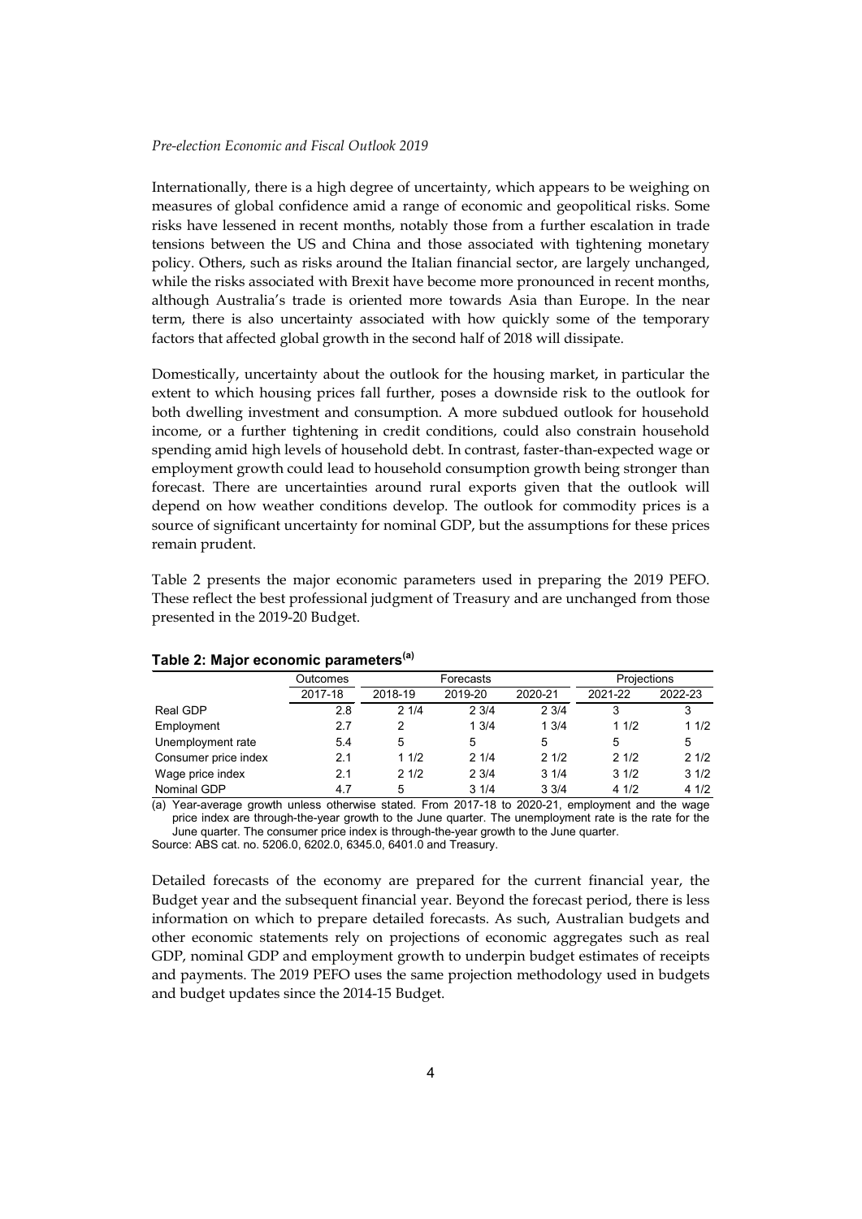Internationally, there is a high degree of uncertainty, which appears to be weighing on measures of global confidence amid a range of economic and geopolitical risks. Some risks have lessened in recent months, notably those from a further escalation in trade tensions between the US and China and those associated with tightening monetary policy. Others, such as risks around the Italian financial sector, are largely unchanged, while the risks associated with Brexit have become more pronounced in recent months, although Australia's trade is oriented more towards Asia than Europe. In the near term, there is also uncertainty associated with how quickly some of the temporary factors that affected global growth in the second half of 2018 will dissipate.

Domestically, uncertainty about the outlook for the housing market, in particular the extent to which housing prices fall further, poses a downside risk to the outlook for both dwelling investment and consumption. A more subdued outlook for household income, or a further tightening in credit conditions, could also constrain household spending amid high levels of household debt. In contrast, faster-than-expected wage or employment growth could lead to household consumption growth being stronger than forecast. There are uncertainties around rural exports given that the outlook will depend on how weather conditions develop. The outlook for commodity prices is a source of significant uncertainty for nominal GDP, but the assumptions for these prices remain prudent.

Table 2 presents the major economic parameters used in preparing the 2019 PEFO. These reflect the best professional judgment of Treasury and are unchanged from those presented in the 2019-20 Budget.

**Table 2: Major economic parameters[(a)]**

| | Outcomes | Forecasts | | | Projections | |
|---|---|---|---|---|---|---|
| | 2017-18 | 2018-19 | 2019-20 | 2020-21 | 2021-22 | 2022-23 |
| Real GDP | 2.8 | 2 1/4 | 2 3/4 | 2 3/4 | 3 | 3 |
| Employment | 2.7 | 2 | 1 3/4 | 1 3/4 | 1 1/2 | 1 1/2 |
| Unemployment rate | 5.4 | 5 | 5 | 5 | 5 | 5 |
| Consumer price index | 2.1 | 1 1/2 | 2 1/4 | 2 1/2 | 2 1/2 | 2 1/2 |
| Wage price index | 2.1 | 2 1/2 | 2 3/4 | 3 1/4 | 3 1/2 | 3 1/2 |
| Nominal GDP | 4.7 | 5 | 3 1/4 | 3 3/4 | 4 1/2 | 4 1/2 |

(a) Year-average growth unless otherwise stated. From 2017-18 to 2020-21, employment and the wage price index are through-the-year growth to the June quarter. The unemployment rate is the rate for the June quarter. The consumer price index is through-the-year growth to the June quarter.
Source: ABS cat. no. 5206.0, 6202.0, 6345.0, 6401.0 and Treasury.

Detailed forecasts of the economy are prepared for the current financial year, the Budget year and the subsequent financial year. Beyond the forecast period, there is less information on which to prepare detailed forecasts. As such, Australian budgets and other economic statements rely on projections of economic aggregates such as real GDP, nominal GDP and employment growth to underpin budget estimates of receipts and payments. The 2019 PEFO uses the same projection methodology used in budgets and budget updates since the 2014-15 Budget.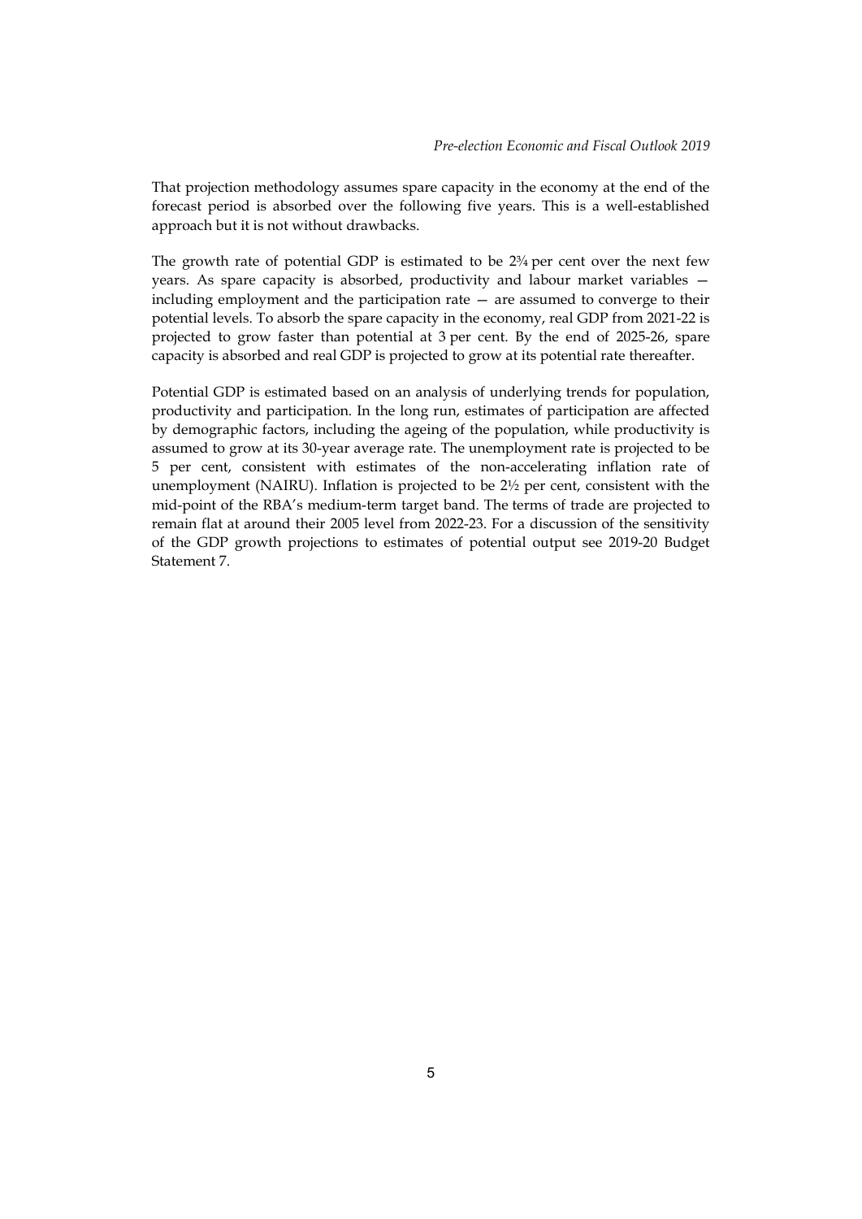That projection methodology assumes spare capacity in the economy at the end of the forecast period is absorbed over the following five years. This is a well-established approach but it is not without drawbacks.

The growth rate of potential GDP is estimated to be 2¾ per cent over the next few years. As spare capacity is absorbed, productivity and labour market variables — including employment and the participation rate — are assumed to converge to their potential levels. To absorb the spare capacity in the economy, real GDP from 2021-22 is projected to grow faster than potential at 3 per cent. By the end of 2025-26, spare capacity is absorbed and real GDP is projected to grow at its potential rate thereafter.

Potential GDP is estimated based on an analysis of underlying trends for population, productivity and participation. In the long run, estimates of participation are affected by demographic factors, including the ageing of the population, while productivity is assumed to grow at its 30-year average rate. The unemployment rate is projected to be 5 per cent, consistent with estimates of the non-accelerating inflation rate of unemployment (NAIRU). Inflation is projected to be 2½ per cent, consistent with the mid-point of the RBA's medium-term target band. The terms of trade are projected to remain flat at around their 2005 level from 2022-23. For a discussion of the sensitivity of the GDP growth projections to estimates of potential output see 2019-20 Budget Statement 7.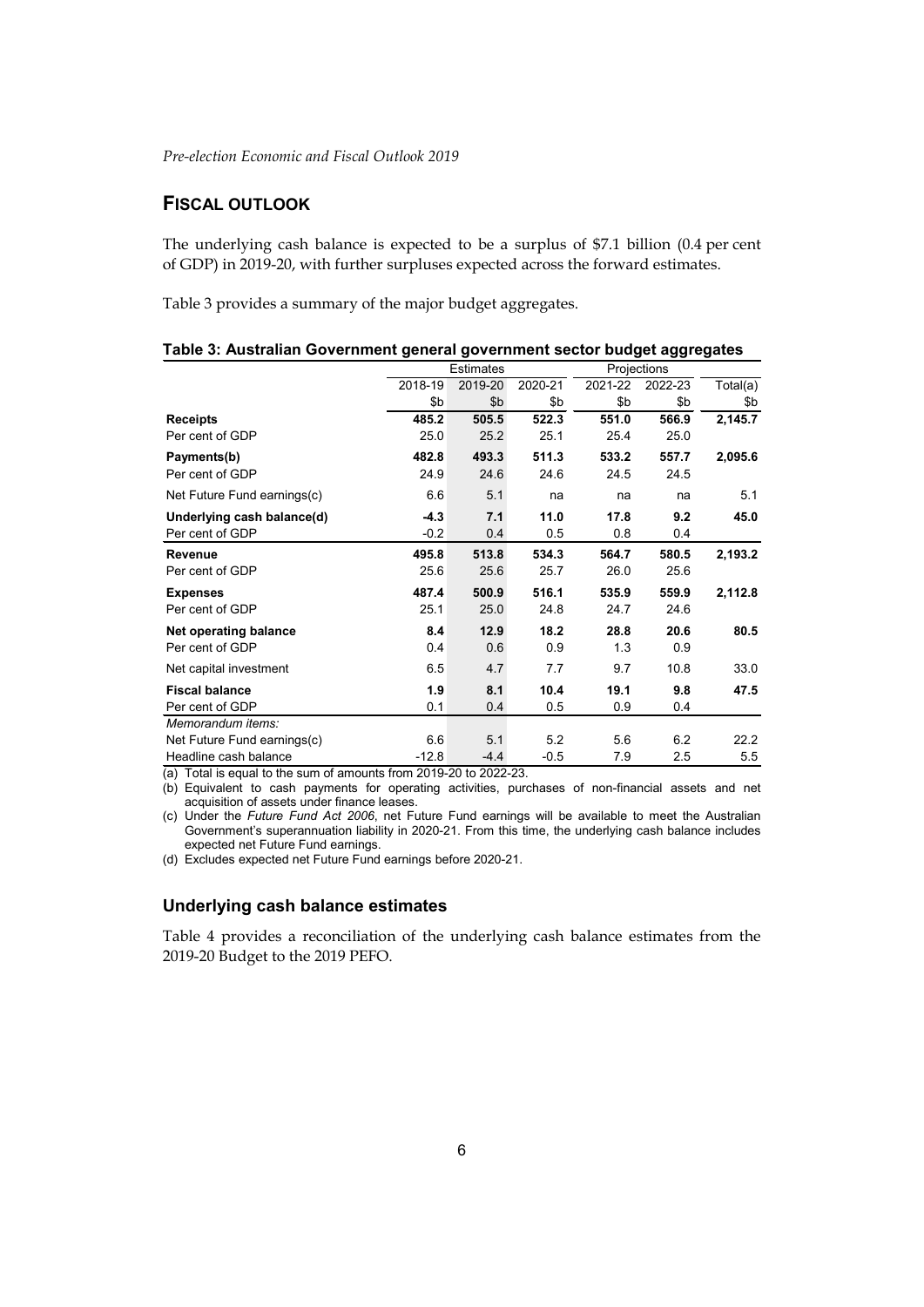## FISCAL OUTLOOK

The underlying cash balance is expected to be a surplus of $7.1 billion (0.4 per cent of GDP) in 2019-20, with further surpluses expected across the forward estimates.

Table 3 provides a summary of the major budget aggregates.

**Table 3: Australian Government general government sector budget aggregates**

| | Estimates | | | Projections | | |
|---|---|---|---|---|---|---|
| | 2018-19 | 2019-20 | 2020-21 | 2021-22 | 2022-23 | Total(a) |
| | $b | $b | $b | $b | $b | $b |
| **Receipts** | **485.2** | **505.5** | **522.3** | **551.0** | **566.9** | **2,145.7** |
| Per cent of GDP | 25.0 | 25.2 | 25.1 | 25.4 | 25.0 | |
| **Payments(b)** | **482.8** | **493.3** | **511.3** | **533.2** | **557.7** | **2,095.6** |
| Per cent of GDP | 24.9 | 24.6 | 24.6 | 24.5 | 24.5 | |
| Net Future Fund earnings(c) | 6.6 | 5.1 | na | na | na | 5.1 |
| **Underlying cash balance(d)** | **-4.3** | **7.1** | **11.0** | **17.8** | **9.2** | **45.0** |
| Per cent of GDP | -0.2 | 0.4 | 0.5 | 0.8 | 0.4 | |
| **Revenue** | **495.8** | **513.8** | **534.3** | **564.7** | **580.5** | **2,193.2** |
| Per cent of GDP | 25.6 | 25.6 | 25.7 | 26.0 | 25.6 | |
| **Expenses** | **487.4** | **500.9** | **516.1** | **535.9** | **559.9** | **2,112.8** |
| Per cent of GDP | 25.1 | 25.0 | 24.8 | 24.7 | 24.6 | |
| **Net operating balance** | **8.4** | **12.9** | **18.2** | **28.8** | **20.6** | **80.5** |
| Per cent of GDP | 0.4 | 0.6 | 0.9 | 1.3 | 0.9 | |
| Net capital investment | 6.5 | 4.7 | 7.7 | 9.7 | 10.8 | 33.0 |
| **Fiscal balance** | **1.9** | **8.1** | **10.4** | **19.1** | **9.8** | **47.5** |
| Per cent of GDP | 0.1 | 0.4 | 0.5 | 0.9 | 0.4 | |
| *Memorandum items:* | | | | | | |
| Net Future Fund earnings(c) | 6.6 | 5.1 | 5.2 | 5.6 | 6.2 | 22.2 |
| Headline cash balance | -12.8 | -4.4 | -0.5 | 7.9 | 2.5 | 5.5 |

(a) Total is equal to the sum of amounts from 2019-20 to 2022-23.

(b) Equivalent to cash payments for operating activities, purchases of non-financial assets and net acquisition of assets under finance leases.

(c) Under the *Future Fund Act 2006*, net Future Fund earnings will be available to meet the Australian Government's superannuation liability in 2020-21. From this time, the underlying cash balance includes expected net Future Fund earnings.

(d) Excludes expected net Future Fund earnings before 2020-21.

### Underlying cash balance estimates

Table 4 provides a reconciliation of the underlying cash balance estimates from the 2019-20 Budget to the 2019 PEFO.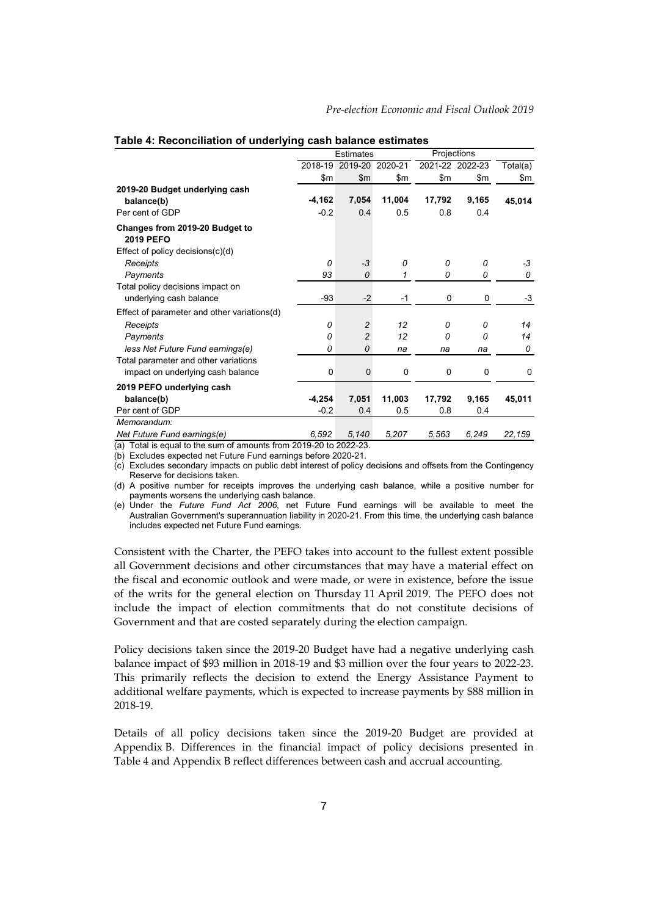**Table 4: Reconciliation of underlying cash balance estimates**

| | Estimates | | | Projections | | |
|---|---|---|---|---|---|---|
| | 2018-19 | 2019-20 | 2020-21 | 2021-22 | 2022-23 | Total(a) |
| | $m | $m | $m | $m | $m | $m |
| **2019-20 Budget underlying cash balance(b)** | **-4,162** | **7,054** | **11,004** | **17,792** | **9,165** | **45,014** |
| Per cent of GDP | -0.2 | 0.4 | 0.5 | 0.8 | 0.4 | |
| **Changes from 2019-20 Budget to 2019 PEFO** | | | | | | |
| Effect of policy decisions(c)(d) | | | | | | |
| *Receipts* | *0* | *-3* | *0* | *0* | *0* | *-3* |
| *Payments* | *93* | *0* | *1* | *0* | *0* | *0* |
| Total policy decisions impact on underlying cash balance | -93 | -2 | -1 | 0 | 0 | -3 |
| Effect of parameter and other variations(d) | | | | | | |
| *Receipts* | *0* | *2* | *12* | *0* | *0* | *14* |
| *Payments* | *0* | *2* | *12* | *0* | *0* | *14* |
| *less Net Future Fund earnings(e)* | *0* | *0* | *na* | *na* | *na* | *0* |
| Total parameter and other variations impact on underlying cash balance | 0 | 0 | 0 | 0 | 0 | 0 |
| **2019 PEFO underlying cash balance(b)** | **-4,254** | **7,051** | **11,003** | **17,792** | **9,165** | **45,011** |
| Per cent of GDP | -0.2 | 0.4 | 0.5 | 0.8 | 0.4 | |
| *Memorandum:* | | | | | | |
| *Net Future Fund earnings(e)* | *6,592* | *5,140* | *5,207* | *5,563* | *6,249* | *22,159* |

(a) Total is equal to the sum of amounts from 2019-20 to 2022-23.
(b) Excludes expected net Future Fund earnings before 2020-21.
(c) Excludes secondary impacts on public debt interest of policy decisions and offsets from the Contingency Reserve for decisions taken.
(d) A positive number for receipts improves the underlying cash balance, while a positive number for payments worsens the underlying cash balance.
(e) Under the *Future Fund Act 2006*, net Future Fund earnings will be available to meet the Australian Government's superannuation liability in 2020-21. From this time, the underlying cash balance includes expected net Future Fund earnings.

Consistent with the Charter, the PEFO takes into account to the fullest extent possible all Government decisions and other circumstances that may have a material effect on the fiscal and economic outlook and were made, or were in existence, before the issue of the writs for the general election on Thursday 11 April 2019. The PEFO does not include the impact of election commitments that do not constitute decisions of Government and that are costed separately during the election campaign.

Policy decisions taken since the 2019-20 Budget have had a negative underlying cash balance impact of $93 million in 2018-19 and $3 million over the four years to 2022-23. This primarily reflects the decision to extend the Energy Assistance Payment to additional welfare payments, which is expected to increase payments by $88 million in 2018-19.

Details of all policy decisions taken since the 2019-20 Budget are provided at Appendix B. Differences in the financial impact of policy decisions presented in Table 4 and Appendix B reflect differences between cash and accrual accounting.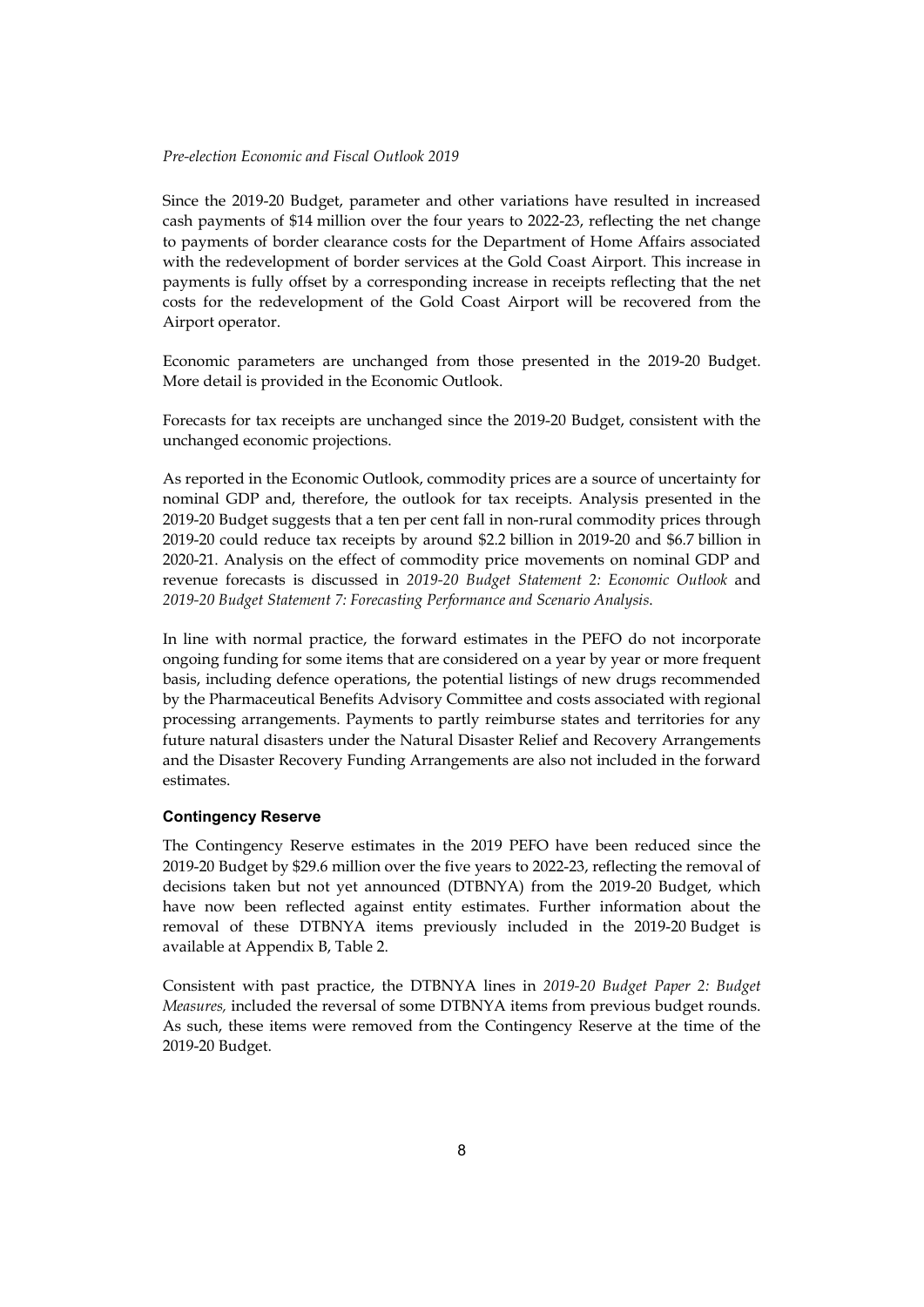Since the 2019-20 Budget, parameter and other variations have resulted in increased cash payments of $14 million over the four years to 2022-23, reflecting the net change to payments of border clearance costs for the Department of Home Affairs associated with the redevelopment of border services at the Gold Coast Airport. This increase in payments is fully offset by a corresponding increase in receipts reflecting that the net costs for the redevelopment of the Gold Coast Airport will be recovered from the Airport operator.

Economic parameters are unchanged from those presented in the 2019-20 Budget. More detail is provided in the Economic Outlook.

Forecasts for tax receipts are unchanged since the 2019-20 Budget, consistent with the unchanged economic projections.

As reported in the Economic Outlook, commodity prices are a source of uncertainty for nominal GDP and, therefore, the outlook for tax receipts. Analysis presented in the 2019-20 Budget suggests that a ten per cent fall in non-rural commodity prices through 2019-20 could reduce tax receipts by around $2.2 billion in 2019-20 and $6.7 billion in 2020-21. Analysis on the effect of commodity price movements on nominal GDP and revenue forecasts is discussed in *2019-20 Budget Statement 2: Economic Outlook* and *2019-20 Budget Statement 7: Forecasting Performance and Scenario Analysis*.

In line with normal practice, the forward estimates in the PEFO do not incorporate ongoing funding for some items that are considered on a year by year or more frequent basis, including defence operations, the potential listings of new drugs recommended by the Pharmaceutical Benefits Advisory Committee and costs associated with regional processing arrangements. Payments to partly reimburse states and territories for any future natural disasters under the Natural Disaster Relief and Recovery Arrangements and the Disaster Recovery Funding Arrangements are also not included in the forward estimates.

#### Contingency Reserve

The Contingency Reserve estimates in the 2019 PEFO have been reduced since the 2019-20 Budget by $29.6 million over the five years to 2022-23, reflecting the removal of decisions taken but not yet announced (DTBNYA) from the 2019-20 Budget, which have now been reflected against entity estimates. Further information about the removal of these DTBNYA items previously included in the 2019-20 Budget is available at Appendix B, Table 2.

Consistent with past practice, the DTBNYA lines in *2019-20 Budget Paper 2: Budget Measures,* included the reversal of some DTBNYA items from previous budget rounds. As such, these items were removed from the Contingency Reserve at the time of the 2019-20 Budget.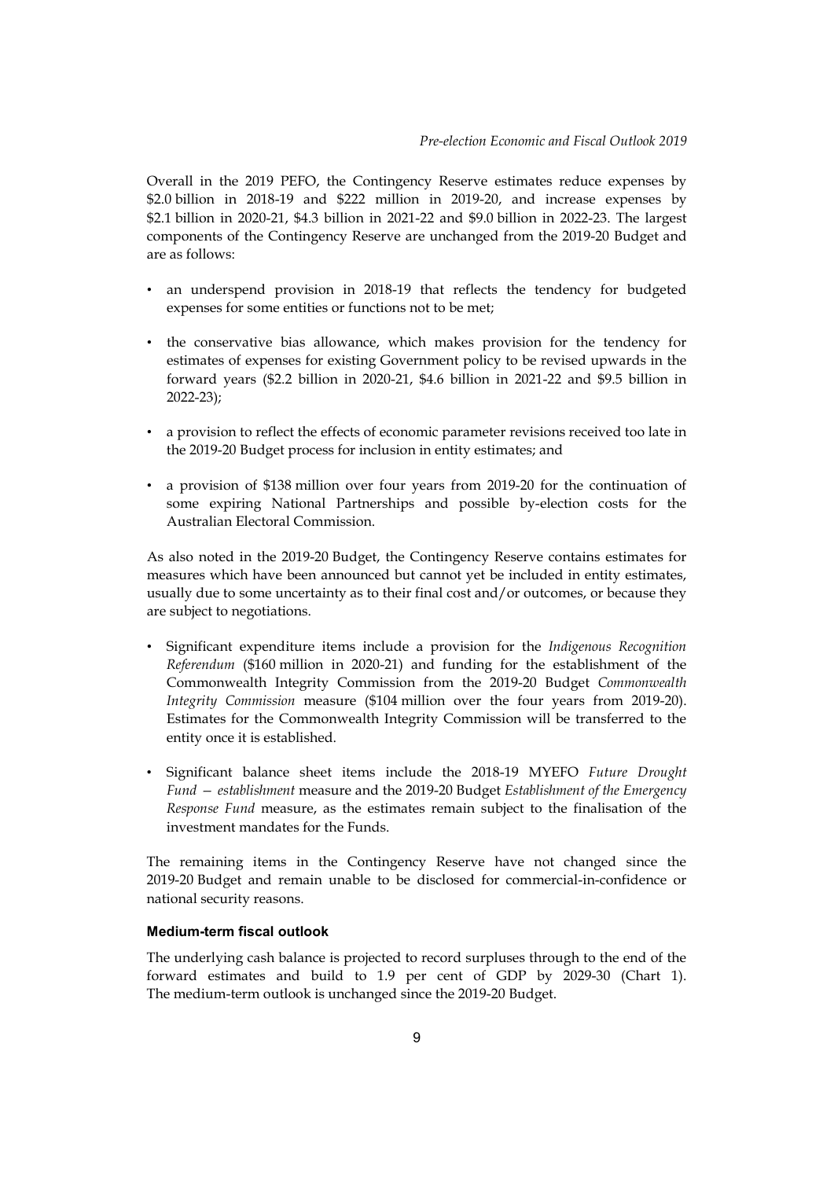Overall in the 2019 PEFO, the Contingency Reserve estimates reduce expenses by $2.0 billion in 2018-19 and $222 million in 2019-20, and increase expenses by $2.1 billion in 2020-21, $4.3 billion in 2021-22 and $9.0 billion in 2022-23. The largest components of the Contingency Reserve are unchanged from the 2019-20 Budget and are as follows:

- an underspend provision in 2018-19 that reflects the tendency for budgeted expenses for some entities or functions not to be met;
- the conservative bias allowance, which makes provision for the tendency for estimates of expenses for existing Government policy to be revised upwards in the forward years ($2.2 billion in 2020-21, $4.6 billion in 2021-22 and $9.5 billion in 2022-23);
- a provision to reflect the effects of economic parameter revisions received too late in the 2019-20 Budget process for inclusion in entity estimates; and
- a provision of $138 million over four years from 2019-20 for the continuation of some expiring National Partnerships and possible by-election costs for the Australian Electoral Commission.

As also noted in the 2019-20 Budget, the Contingency Reserve contains estimates for measures which have been announced but cannot yet be included in entity estimates, usually due to some uncertainty as to their final cost and/or outcomes, or because they are subject to negotiations.

- Significant expenditure items include a provision for the *Indigenous Recognition Referendum* ($160 million in 2020-21) and funding for the establishment of the Commonwealth Integrity Commission from the 2019-20 Budget *Commonwealth Integrity Commission* measure ($104 million over the four years from 2019-20). Estimates for the Commonwealth Integrity Commission will be transferred to the entity once it is established.
- Significant balance sheet items include the 2018-19 MYEFO *Future Drought Fund — establishment* measure and the 2019-20 Budget *Establishment of the Emergency Response Fund* measure, as the estimates remain subject to the finalisation of the investment mandates for the Funds.

The remaining items in the Contingency Reserve have not changed since the 2019-20 Budget and remain unable to be disclosed for commercial-in-confidence or national security reasons.

#### Medium-term fiscal outlook

The underlying cash balance is projected to record surpluses through to the end of the forward estimates and build to 1.9 per cent of GDP by 2029-30 (Chart 1). The medium-term outlook is unchanged since the 2019-20 Budget.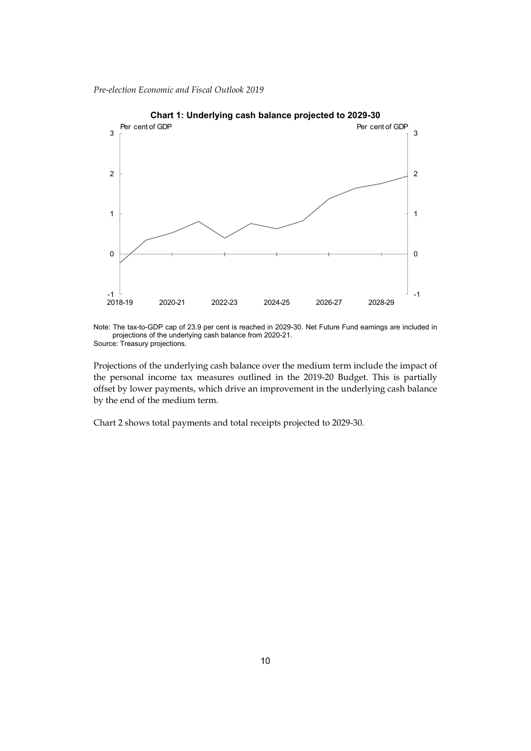**Chart 1: Underlying cash balance projected to 2029-30**

Note: The tax-to-GDP cap of 23.9 per cent is reached in 2029-30. Net Future Fund earnings are included in projections of the underlying cash balance from 2020-21.
Source: Treasury projections.

Projections of the underlying cash balance over the medium term include the impact of the personal income tax measures outlined in the 2019-20 Budget. This is partially offset by lower payments, which drive an improvement in the underlying cash balance by the end of the medium term.

Chart 2 shows total payments and total receipts projected to 2029-30.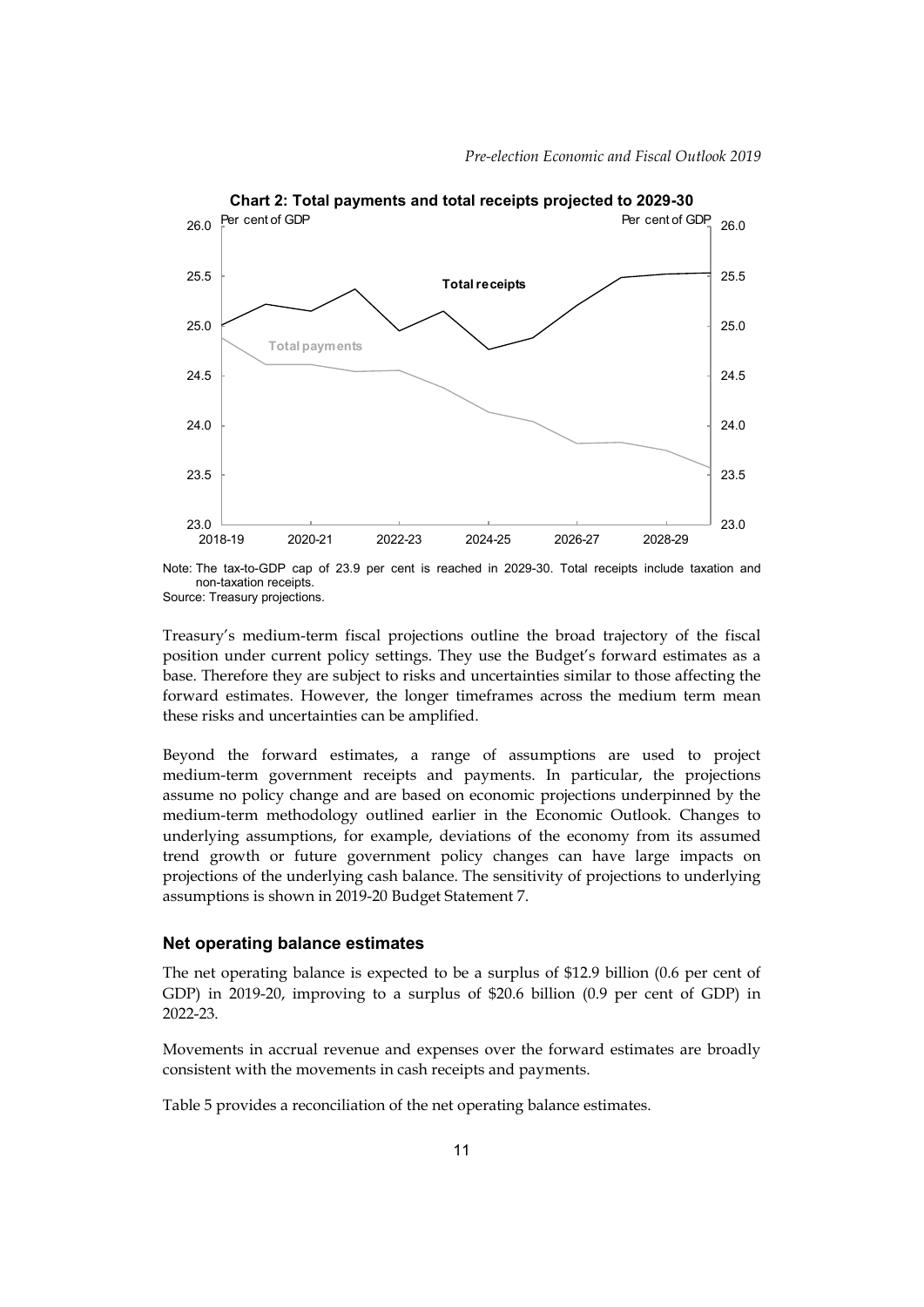**Chart 2: Total payments and total receipts projected to 2029-30**

Note: The tax-to-GDP cap of 23.9 per cent is reached in 2029-30. Total receipts include taxation and non-taxation receipts.
Source: Treasury projections.

Treasury's medium-term fiscal projections outline the broad trajectory of the fiscal position under current policy settings. They use the Budget's forward estimates as a base. Therefore they are subject to risks and uncertainties similar to those affecting the forward estimates. However, the longer timeframes across the medium term mean these risks and uncertainties can be amplified.

Beyond the forward estimates, a range of assumptions are used to project medium-term government receipts and payments. In particular, the projections assume no policy change and are based on economic projections underpinned by the medium-term methodology outlined earlier in the Economic Outlook. Changes to underlying assumptions, for example, deviations of the economy from its assumed trend growth or future government policy changes can have large impacts on projections of the underlying cash balance. The sensitivity of projections to underlying assumptions is shown in 2019-20 Budget Statement 7.

### Net operating balance estimates

The net operating balance is expected to be a surplus of $12.9 billion (0.6 per cent of GDP) in 2019-20, improving to a surplus of $20.6 billion (0.9 per cent of GDP) in 2022-23.

Movements in accrual revenue and expenses over the forward estimates are broadly consistent with the movements in cash receipts and payments.

Table 5 provides a reconciliation of the net operating balance estimates.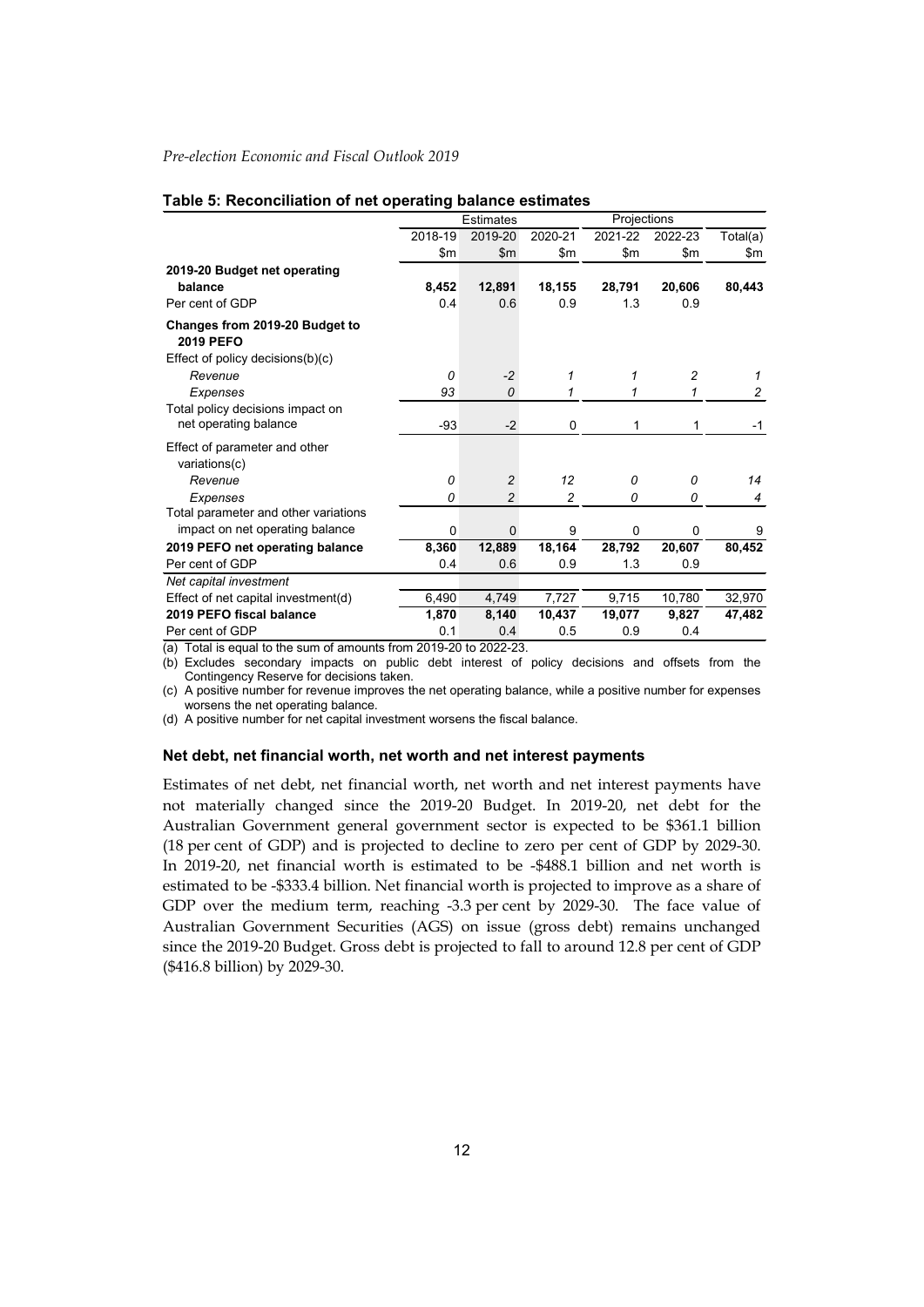**Table 5: Reconciliation of net operating balance estimates**

| | Estimates | | Projections | | | |
|---|---|---|---|---|---|---|
| | 2018-19 | 2019-20 | 2020-21 | 2021-22 | 2022-23 | Total(a) |
| | $m | $m | $m | $m | $m | $m |
| **2019-20 Budget net operating balance** | **8,452** | **12,891** | **18,155** | **28,791** | **20,606** | **80,443** |
| Per cent of GDP | 0.4 | 0.6 | 0.9 | 1.3 | 0.9 | |
| **Changes from 2019-20 Budget to 2019 PEFO** | | | | | | |
| Effect of policy decisions(b)(c) | | | | | | |
| *Revenue* | *0* | *-2* | *1* | *1* | *2* | *1* |
| *Expenses* | *93* | *0* | *1* | *1* | *1* | *2* |
| Total policy decisions impact on net operating balance | -93 | -2 | 0 | 1 | 1 | -1 |
| Effect of parameter and other variations(c) | | | | | | |
| *Revenue* | *0* | *2* | *12* | *0* | *0* | *14* |
| *Expenses* | *0* | *2* | *2* | *0* | *0* | *4* |
| Total parameter and other variations impact on net operating balance | 0 | 0 | 9 | 0 | 0 | 9 |
| **2019 PEFO net operating balance** | **8,360** | **12,889** | **18,164** | **28,792** | **20,607** | **80,452** |
| Per cent of GDP | 0.4 | 0.6 | 0.9 | 1.3 | 0.9 | |
| *Net capital investment* | | | | | | |
| Effect of net capital investment(d) | 6,490 | 4,749 | 7,727 | 9,715 | 10,780 | 32,970 |
| **2019 PEFO fiscal balance** | **1,870** | **8,140** | **10,437** | **19,077** | **9,827** | **47,482** |
| Per cent of GDP | 0.1 | 0.4 | 0.5 | 0.9 | 0.4 | |

(a) Total is equal to the sum of amounts from 2019-20 to 2022-23.
(b) Excludes secondary impacts on public debt interest of policy decisions and offsets from the Contingency Reserve for decisions taken.
(c) A positive number for revenue improves the net operating balance, while a positive number for expenses worsens the net operating balance.
(d) A positive number for net capital investment worsens the fiscal balance.

### Net debt, net financial worth, net worth and net interest payments

Estimates of net debt, net financial worth, net worth and net interest payments have not materially changed since the 2019-20 Budget. In 2019-20, net debt for the Australian Government general government sector is expected to be $361.1 billion (18 per cent of GDP) and is projected to decline to zero per cent of GDP by 2029-30. In 2019-20, net financial worth is estimated to be -$488.1 billion and net worth is estimated to be -$333.4 billion. Net financial worth is projected to improve as a share of GDP over the medium term, reaching -3.3 per cent by 2029-30. The face value of Australian Government Securities (AGS) on issue (gross debt) remains unchanged since the 2019-20 Budget. Gross debt is projected to fall to around 12.8 per cent of GDP ($416.8 billion) by 2029-30.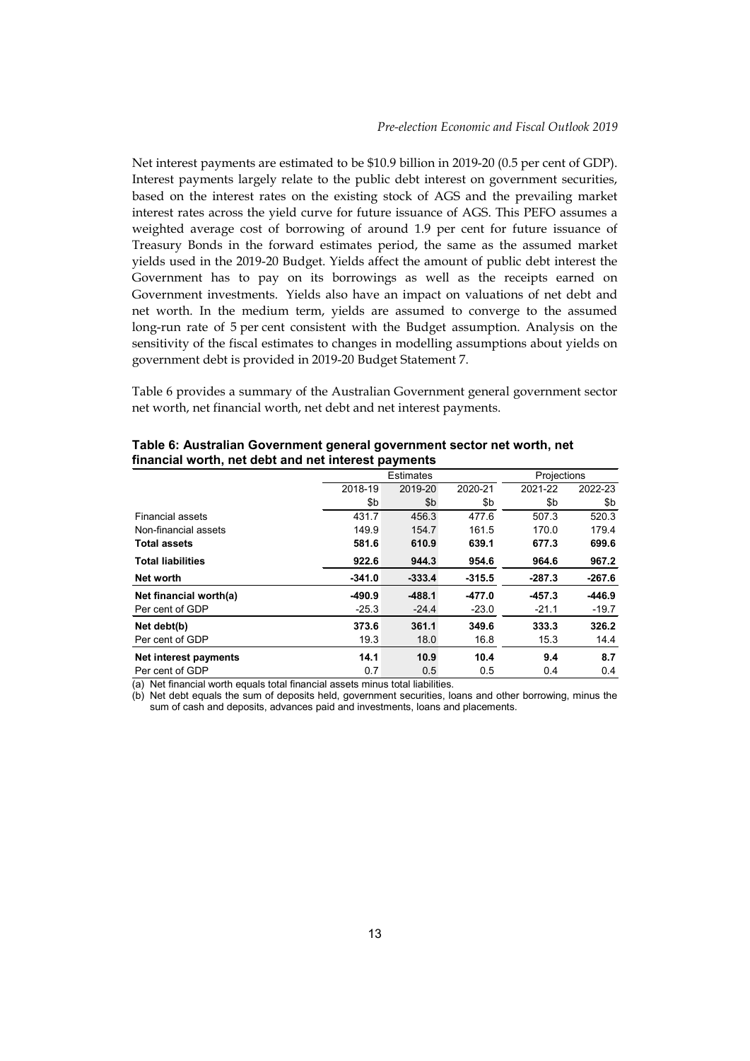Net interest payments are estimated to be $10.9 billion in 2019-20 (0.5 per cent of GDP). Interest payments largely relate to the public debt interest on government securities, based on the interest rates on the existing stock of AGS and the prevailing market interest rates across the yield curve for future issuance of AGS. This PEFO assumes a weighted average cost of borrowing of around 1.9 per cent for future issuance of Treasury Bonds in the forward estimates period, the same as the assumed market yields used in the 2019-20 Budget. Yields affect the amount of public debt interest the Government has to pay on its borrowings as well as the receipts earned on Government investments. Yields also have an impact on valuations of net debt and net worth. In the medium term, yields are assumed to converge to the assumed long-run rate of 5 per cent consistent with the Budget assumption. Analysis on the sensitivity of the fiscal estimates to changes in modelling assumptions about yields on government debt is provided in 2019-20 Budget Statement 7.

Table 6 provides a summary of the Australian Government general government sector net worth, net financial worth, net debt and net interest payments.

**Table 6: Australian Government general government sector net worth, net financial worth, net debt and net interest payments**

| | Estimates | | | Projections | |
|---|---|---|---|---|---|
| | 2018-19 | 2019-20 | 2020-21 | 2021-22 | 2022-23 |
| | $b | $b | $b | $b | $b |
| Financial assets | 431.7 | 456.3 | 477.6 | 507.3 | 520.3 |
| Non-financial assets | 149.9 | 154.7 | 161.5 | 170.0 | 179.4 |
| **Total assets** | **581.6** | **610.9** | **639.1** | **677.3** | **699.6** |
| **Total liabilities** | **922.6** | **944.3** | **954.6** | **964.6** | **967.2** |
| **Net worth** | **-341.0** | **-333.4** | **-315.5** | **-287.3** | **-267.6** |
| **Net financial worth(a)** | **-490.9** | **-488.1** | **-477.0** | **-457.3** | **-446.9** |
| Per cent of GDP | -25.3 | -24.4 | -23.0 | -21.1 | -19.7 |
| **Net debt(b)** | **373.6** | **361.1** | **349.6** | **333.3** | **326.2** |
| Per cent of GDP | 19.3 | 18.0 | 16.8 | 15.3 | 14.4 |
| **Net interest payments** | **14.1** | **10.9** | **10.4** | **9.4** | **8.7** |
| Per cent of GDP | 0.7 | 0.5 | 0.5 | 0.4 | 0.4 |

(a) Net financial worth equals total financial assets minus total liabilities.
(b) Net debt equals the sum of deposits held, government securities, loans and other borrowing, minus the sum of cash and deposits, advances paid and investments, loans and placements.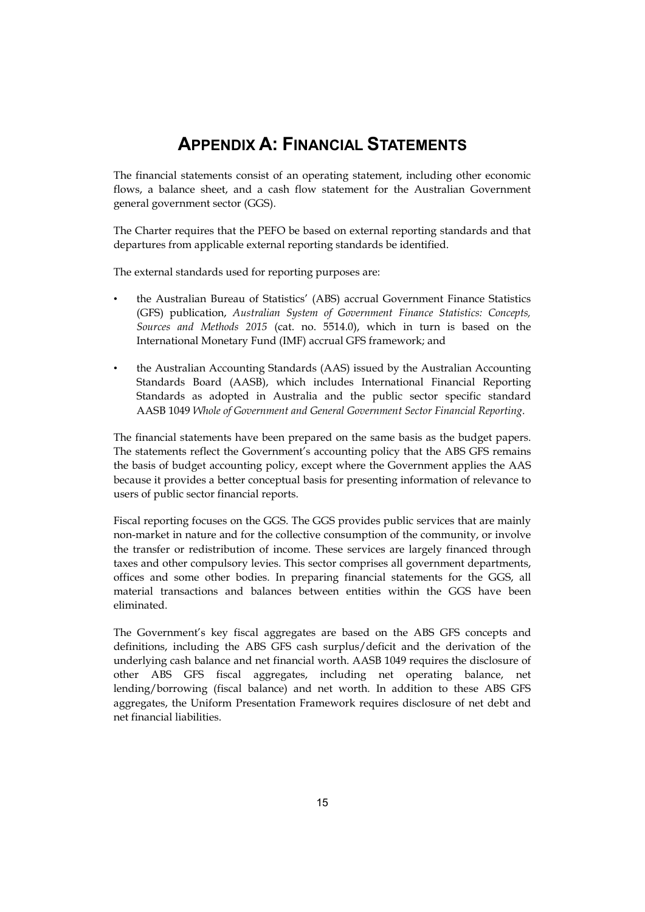# APPENDIX A: FINANCIAL STATEMENTS

The financial statements consist of an operating statement, including other economic flows, a balance sheet, and a cash flow statement for the Australian Government general government sector (GGS).

The Charter requires that the PEFO be based on external reporting standards and that departures from applicable external reporting standards be identified.

The external standards used for reporting purposes are:

- the Australian Bureau of Statistics' (ABS) accrual Government Finance Statistics (GFS) publication, *Australian System of Government Finance Statistics: Concepts, Sources and Methods 2015* (cat. no. 5514.0), which in turn is based on the International Monetary Fund (IMF) accrual GFS framework; and
- the Australian Accounting Standards (AAS) issued by the Australian Accounting Standards Board (AASB), which includes International Financial Reporting Standards as adopted in Australia and the public sector specific standard AASB 1049 *Whole of Government and General Government Sector Financial Reporting*.

The financial statements have been prepared on the same basis as the budget papers. The statements reflect the Government's accounting policy that the ABS GFS remains the basis of budget accounting policy, except where the Government applies the AAS because it provides a better conceptual basis for presenting information of relevance to users of public sector financial reports.

Fiscal reporting focuses on the GGS. The GGS provides public services that are mainly non-market in nature and for the collective consumption of the community, or involve the transfer or redistribution of income. These services are largely financed through taxes and other compulsory levies. This sector comprises all government departments, offices and some other bodies. In preparing financial statements for the GGS, all material transactions and balances between entities within the GGS have been eliminated.

The Government's key fiscal aggregates are based on the ABS GFS concepts and definitions, including the ABS GFS cash surplus/deficit and the derivation of the underlying cash balance and net financial worth. AASB 1049 requires the disclosure of other ABS GFS fiscal aggregates, including net operating balance, net lending/borrowing (fiscal balance) and net worth. In addition to these ABS GFS aggregates, the Uniform Presentation Framework requires disclosure of net debt and net financial liabilities.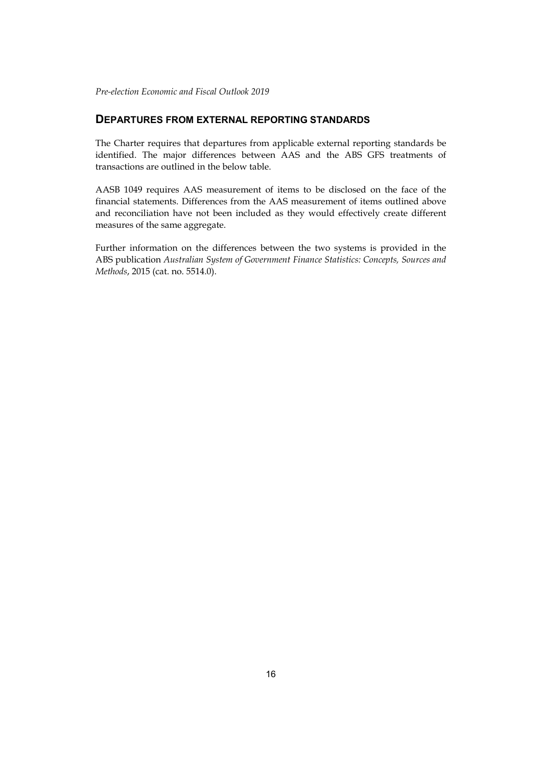## DEPARTURES FROM EXTERNAL REPORTING STANDARDS

The Charter requires that departures from applicable external reporting standards be identified. The major differences between AAS and the ABS GFS treatments of transactions are outlined in the below table.

AASB 1049 requires AAS measurement of items to be disclosed on the face of the financial statements. Differences from the AAS measurement of items outlined above and reconciliation have not been included as they would effectively create different measures of the same aggregate.

Further information on the differences between the two systems is provided in the ABS publication *Australian System of Government Finance Statistics: Concepts, Sources and Methods*, 2015 (cat. no. 5514.0).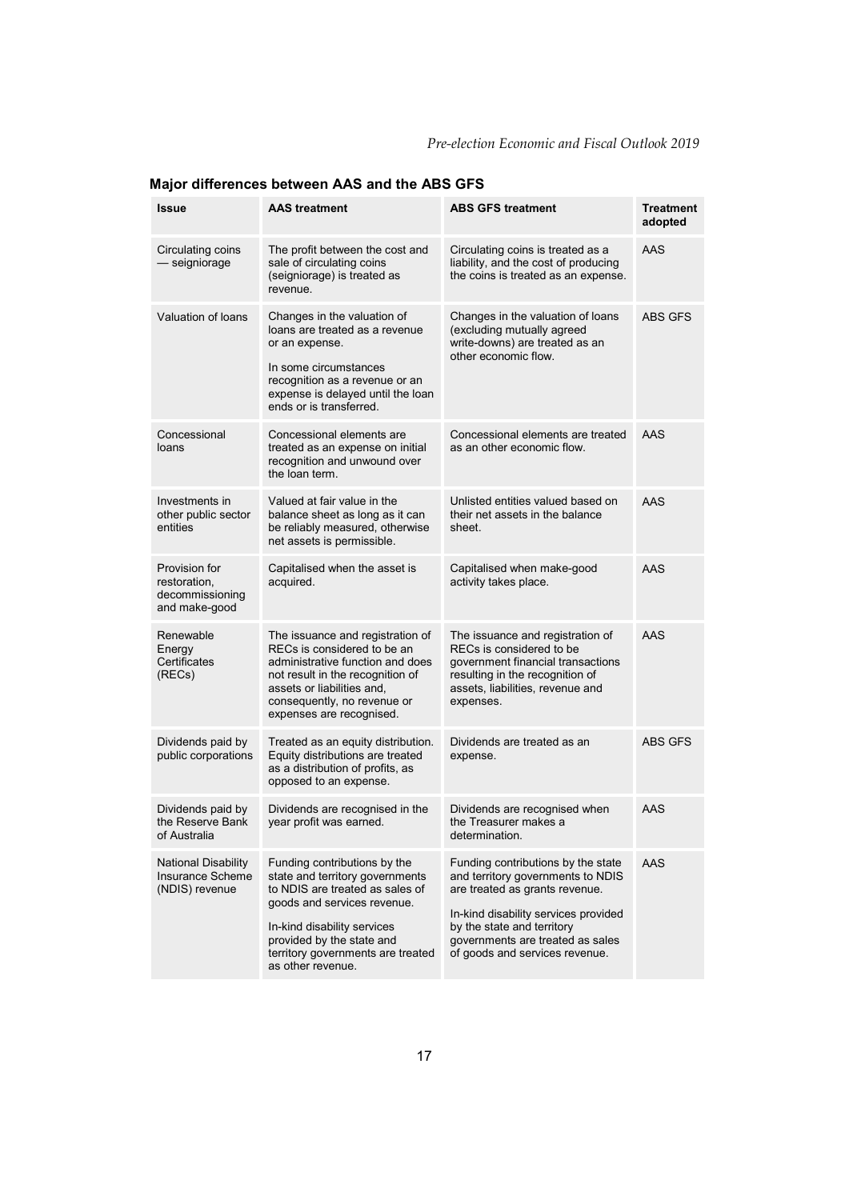**Major differences between AAS and the ABS GFS**

| Issue | AAS treatment | ABS GFS treatment | Treatment adopted |
|---|---|---|---|
| Circulating coins — seigniorage | The profit between the cost and sale of circulating coins (seigniorage) is treated as revenue. | Circulating coins is treated as a liability, and the cost of producing the coins is treated as an expense. | AAS |
| Valuation of loans | Changes in the valuation of loans are treated as a revenue or an expense. In some circumstances recognition as a revenue or an expense is delayed until the loan ends or is transferred. | Changes in the valuation of loans (excluding mutually agreed write-downs) are treated as an other economic flow. | ABS GFS |
| Concessional loans | Concessional elements are treated as an expense on initial recognition and unwound over the loan term. | Concessional elements are treated as an other economic flow. | AAS |
| Investments in other public sector entities | Valued at fair value in the balance sheet as long as it can be reliably measured, otherwise net assets is permissible. | Unlisted entities valued based on their net assets in the balance sheet. | AAS |
| Provision for restoration, decommissioning and make-good | Capitalised when the asset is acquired. | Capitalised when make-good activity takes place. | AAS |
| Renewable Energy Certificates (RECs) | The issuance and registration of RECs is considered to be an administrative function and does not result in the recognition of assets or liabilities and, consequently, no revenue or expenses are recognised. | The issuance and registration of RECs is considered to be government financial transactions resulting in the recognition of assets, liabilities, revenue and expenses. | AAS |
| Dividends paid by public corporations | Treated as an equity distribution. Equity distributions are treated as a distribution of profits, as opposed to an expense. | Dividends are treated as an expense. | ABS GFS |
| Dividends paid by the Reserve Bank of Australia | Dividends are recognised in the year profit was earned. | Dividends are recognised when the Treasurer makes a determination. | AAS |
| National Disability Insurance Scheme (NDIS) revenue | Funding contributions by the state and territory governments to NDIS are treated as sales of goods and services revenue. In-kind disability services provided by the state and territory governments are treated as other revenue. | Funding contributions by the state and territory governments to NDIS are treated as grants revenue. In-kind disability services provided by the state and territory governments are treated as sales of goods and services revenue. | AAS |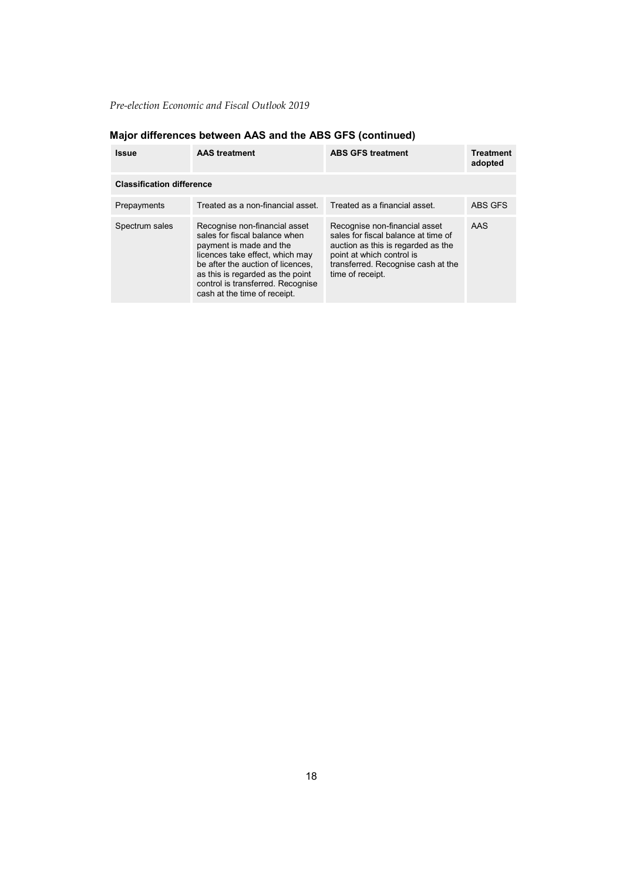## Major differences between AAS and the ABS GFS (continued)

| Issue | AAS treatment | ABS GFS treatment | Treatment adopted |
|---|---|---|---|
| **Classification difference** | | | |
| Prepayments | Treated as a non-financial asset. | Treated as a financial asset. | ABS GFS |
| Spectrum sales | Recognise non-financial asset sales for fiscal balance when payment is made and the licences take effect, which may be after the auction of licences, as this is regarded as the point control is transferred. Recognise cash at the time of receipt. | Recognise non-financial asset sales for fiscal balance at time of auction as this is regarded as the point at which control is transferred. Recognise cash at the time of receipt. | AAS |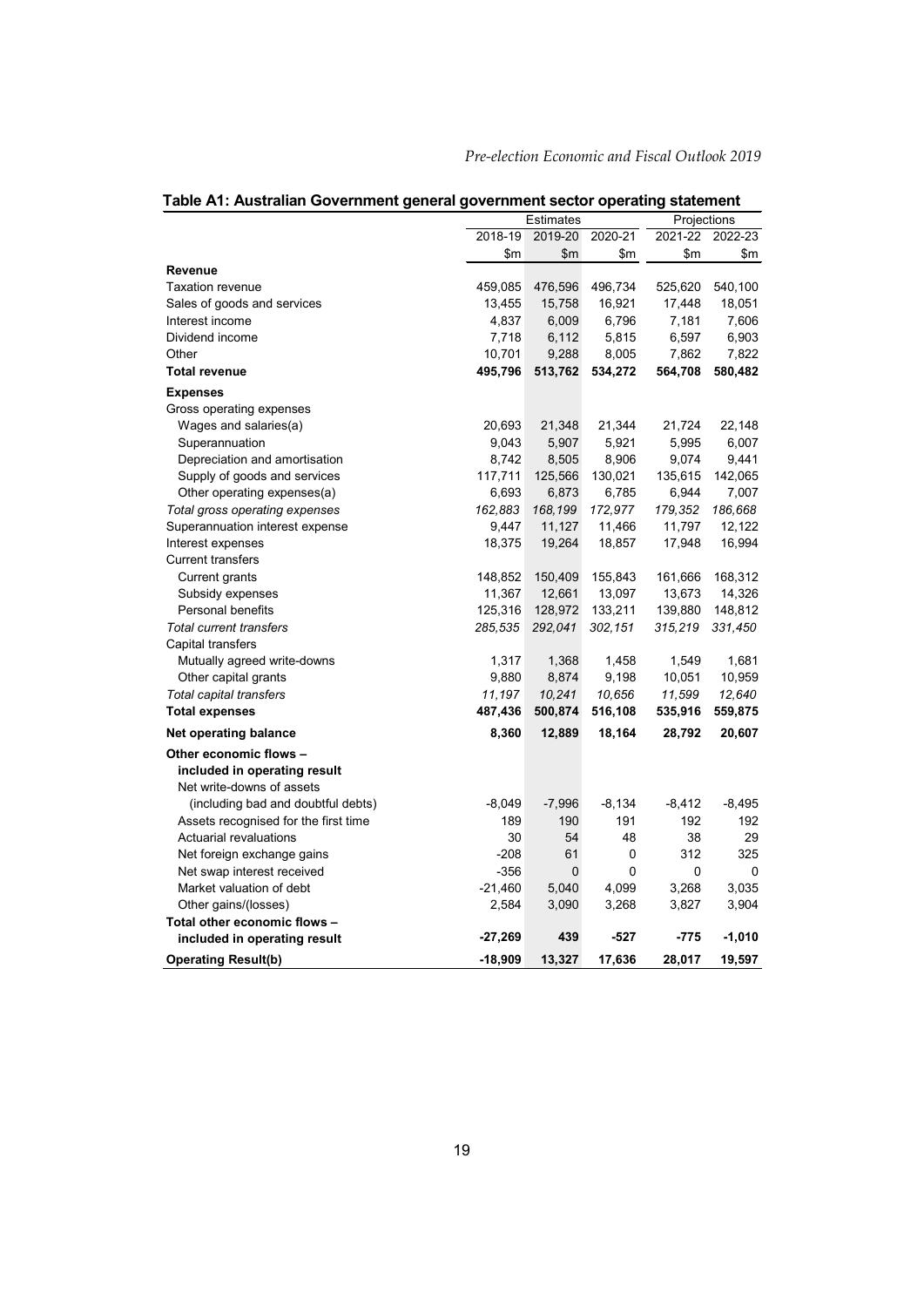**Table A1: Australian Government general government sector operating statement**

| | Estimates | | | Projections | |
|---|---|---|---|---|---|
| | 2018-19 | 2019-20 | 2020-21 | 2021-22 | 2022-23 |
| | $m | $m | $m | $m | $m |
| **Revenue** | | | | | |
| Taxation revenue | 459,085 | 476,596 | 496,734 | 525,620 | 540,100 |
| Sales of goods and services | 13,455 | 15,758 | 16,921 | 17,448 | 18,051 |
| Interest income | 4,837 | 6,009 | 6,796 | 7,181 | 7,606 |
| Dividend income | 7,718 | 6,112 | 5,815 | 6,597 | 6,903 |
| Other | 10,701 | 9,288 | 8,005 | 7,862 | 7,822 |
| **Total revenue** | **495,796** | **513,762** | **534,272** | **564,708** | **580,482** |
| **Expenses** | | | | | |
| Gross operating expenses | | | | | |
| Wages and salaries(a) | 20,693 | 21,348 | 21,344 | 21,724 | 22,148 |
| Superannuation | 9,043 | 5,907 | 5,921 | 5,995 | 6,007 |
| Depreciation and amortisation | 8,742 | 8,505 | 8,906 | 9,074 | 9,441 |
| Supply of goods and services | 117,711 | 125,566 | 130,021 | 135,615 | 142,065 |
| Other operating expenses(a) | 6,693 | 6,873 | 6,785 | 6,944 | 7,007 |
| *Total gross operating expenses* | *162,883* | *168,199* | *172,977* | *179,352* | *186,668* |
| Superannuation interest expense | 9,447 | 11,127 | 11,466 | 11,797 | 12,122 |
| Interest expenses | 18,375 | 19,264 | 18,857 | 17,948 | 16,994 |
| Current transfers | | | | | |
| Current grants | 148,852 | 150,409 | 155,843 | 161,666 | 168,312 |
| Subsidy expenses | 11,367 | 12,661 | 13,097 | 13,673 | 14,326 |
| Personal benefits | 125,316 | 128,972 | 133,211 | 139,880 | 148,812 |
| *Total current transfers* | *285,535* | *292,041* | *302,151* | *315,219* | *331,450* |
| Capital transfers | | | | | |
| Mutually agreed write-downs | 1,317 | 1,368 | 1,458 | 1,549 | 1,681 |
| Other capital grants | 9,880 | 8,874 | 9,198 | 10,051 | 10,959 |
| *Total capital transfers* | *11,197* | *10,241* | *10,656* | *11,599* | *12,640* |
| **Total expenses** | **487,436** | **500,874** | **516,108** | **535,916** | **559,875** |
| **Net operating balance** | **8,360** | **12,889** | **18,164** | **28,792** | **20,607** |
| **Other economic flows – included in operating result** | | | | | |
| Net write-downs of assets (including bad and doubtful debts) | -8,049 | -7,996 | -8,134 | -8,412 | -8,495 |
| Assets recognised for the first time | 189 | 190 | 191 | 192 | 192 |
| Actuarial revaluations | 30 | 54 | 48 | 38 | 29 |
| Net foreign exchange gains | -208 | 61 | 0 | 312 | 325 |
| Net swap interest received | -356 | 0 | 0 | 0 | 0 |
| Market valuation of debt | -21,460 | 5,040 | 4,099 | 3,268 | 3,035 |
| Other gains/(losses) | 2,584 | 3,090 | 3,268 | 3,827 | 3,904 |
| **Total other economic flows – included in operating result** | **-27,269** | **439** | **-527** | **-775** | **-1,010** |
| **Operating Result(b)** | **-18,909** | **13,327** | **17,636** | **28,017** | **19,597** |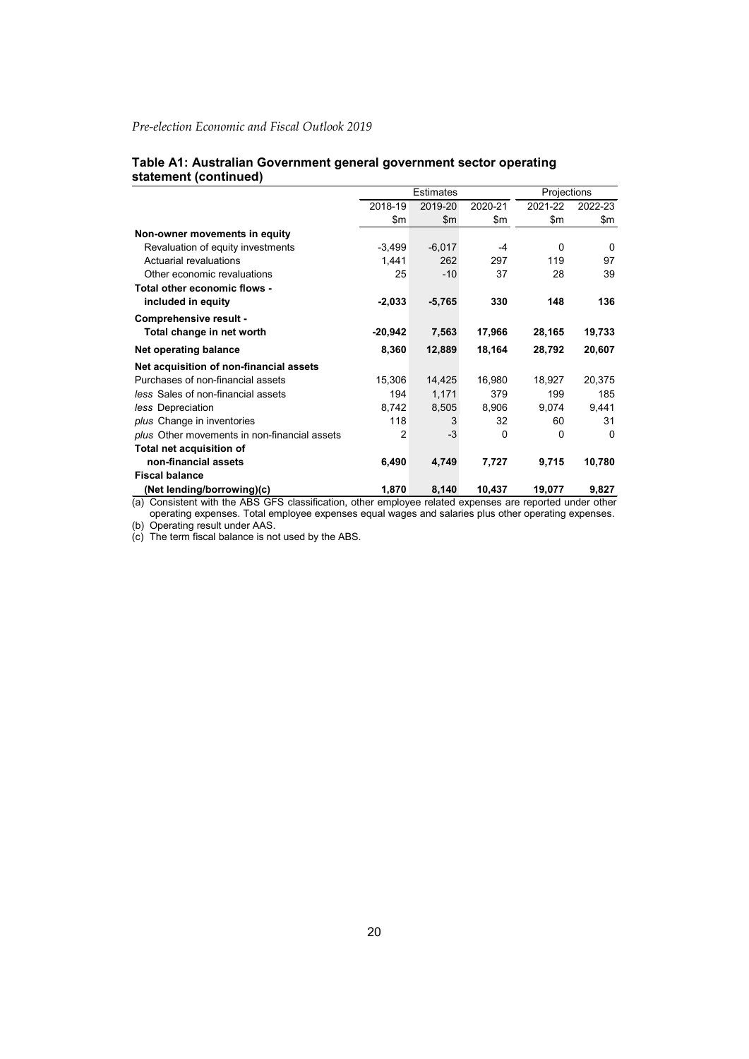### Table A1: Australian Government general government sector operating statement (continued)

| | Estimates | | | Projections | |
|---|---|---|---|---|---|
| | 2018-19 | 2019-20 | 2020-21 | 2021-22 | 2022-23 |
| | $m | $m | $m | $m | $m |
| **Non-owner movements in equity** | | | | | |
| Revaluation of equity investments | -3,499 | -6,017 | -4 | 0 | 0 |
| Actuarial revaluations | 1,441 | 262 | 297 | 119 | 97 |
| Other economic revaluations | 25 | -10 | 37 | 28 | 39 |
| **Total other economic flows - included in equity** | **-2,033** | **-5,765** | **330** | **148** | **136** |
| **Comprehensive result - Total change in net worth** | **-20,942** | **7,563** | **17,966** | **28,165** | **19,733** |
| **Net operating balance** | **8,360** | **12,889** | **18,164** | **28,792** | **20,607** |
| **Net acquisition of non-financial assets** | | | | | |
| Purchases of non-financial assets | 15,306 | 14,425 | 16,980 | 18,927 | 20,375 |
| *less* Sales of non-financial assets | 194 | 1,171 | 379 | 199 | 185 |
| *less* Depreciation | 8,742 | 8,505 | 8,906 | 9,074 | 9,441 |
| *plus* Change in inventories | 118 | 3 | 32 | 60 | 31 |
| *plus* Other movements in non-financial assets | 2 | -3 | 0 | 0 | 0 |
| **Total net acquisition of non-financial assets** | **6,490** | **4,749** | **7,727** | **9,715** | **10,780** |
| **Fiscal balance (Net lending/borrowing)(c)** | **1,870** | **8,140** | **10,437** | **19,077** | **9,827** |

(a) Consistent with the ABS GFS classification, other employee related expenses are reported under other operating expenses. Total employee expenses equal wages and salaries plus other operating expenses.

(b) Operating result under AAS.

(c) The term fiscal balance is not used by the ABS.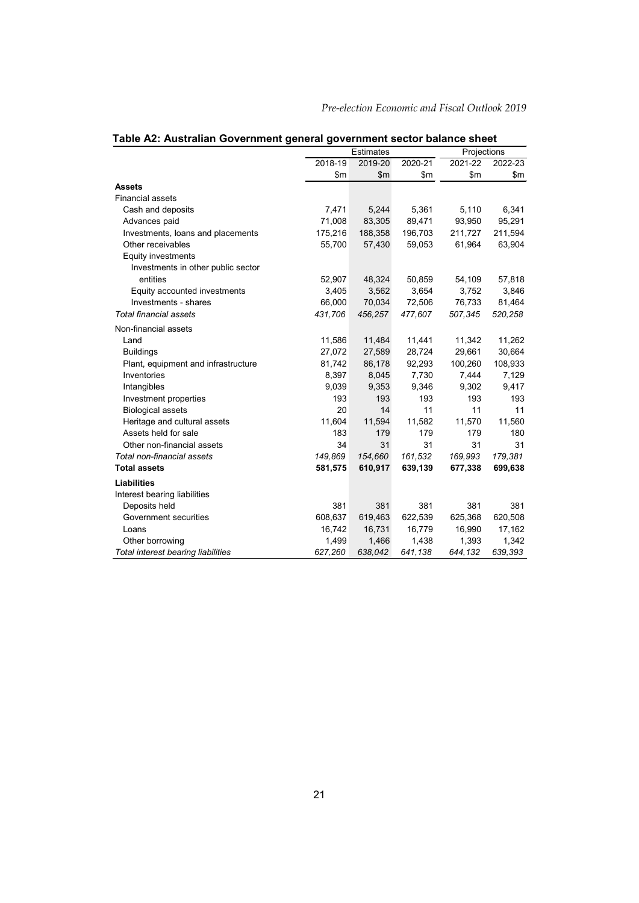## Table A2: Australian Government general government sector balance sheet

| | Estimates | | | Projections | |
|---|---|---|---|---|---|
| | 2018-19 | 2019-20 | 2020-21 | 2021-22 | 2022-23 |
| | $m | $m | $m | $m | $m |
| **Assets** | | | | | |
| Financial assets | | | | | |
| Cash and deposits | 7,471 | 5,244 | 5,361 | 5,110 | 6,341 |
| Advances paid | 71,008 | 83,305 | 89,471 | 93,950 | 95,291 |
| Investments, loans and placements | 175,216 | 188,358 | 196,703 | 211,727 | 211,594 |
| Other receivables | 55,700 | 57,430 | 59,053 | 61,964 | 63,904 |
| Equity investments | | | | | |
| Investments in other public sector entities | 52,907 | 48,324 | 50,859 | 54,109 | 57,818 |
| Equity accounted investments | 3,405 | 3,562 | 3,654 | 3,752 | 3,846 |
| Investments - shares | 66,000 | 70,034 | 72,506 | 76,733 | 81,464 |
| *Total financial assets* | *431,706* | *456,257* | *477,607* | *507,345* | *520,258* |
| Non-financial assets | | | | | |
| Land | 11,586 | 11,484 | 11,441 | 11,342 | 11,262 |
| Buildings | 27,072 | 27,589 | 28,724 | 29,661 | 30,664 |
| Plant, equipment and infrastructure | 81,742 | 86,178 | 92,293 | 100,260 | 108,933 |
| Inventories | 8,397 | 8,045 | 7,730 | 7,444 | 7,129 |
| Intangibles | 9,039 | 9,353 | 9,346 | 9,302 | 9,417 |
| Investment properties | 193 | 193 | 193 | 193 | 193 |
| Biological assets | 20 | 14 | 11 | 11 | 11 |
| Heritage and cultural assets | 11,604 | 11,594 | 11,582 | 11,570 | 11,560 |
| Assets held for sale | 183 | 179 | 179 | 179 | 180 |
| Other non-financial assets | 34 | 31 | 31 | 31 | 31 |
| *Total non-financial assets* | *149,869* | *154,660* | *161,532* | *169,993* | *179,381* |
| **Total assets** | **581,575** | **610,917** | **639,139** | **677,338** | **699,638** |
| **Liabilities** | | | | | |
| Interest bearing liabilities | | | | | |
| Deposits held | 381 | 381 | 381 | 381 | 381 |
| Government securities | 608,637 | 619,463 | 622,539 | 625,368 | 620,508 |
| Loans | 16,742 | 16,731 | 16,779 | 16,990 | 17,162 |
| Other borrowing | 1,499 | 1,466 | 1,438 | 1,393 | 1,342 |
| *Total interest bearing liabilities* | *627,260* | *638,042* | *641,138* | *644,132* | *639,393* |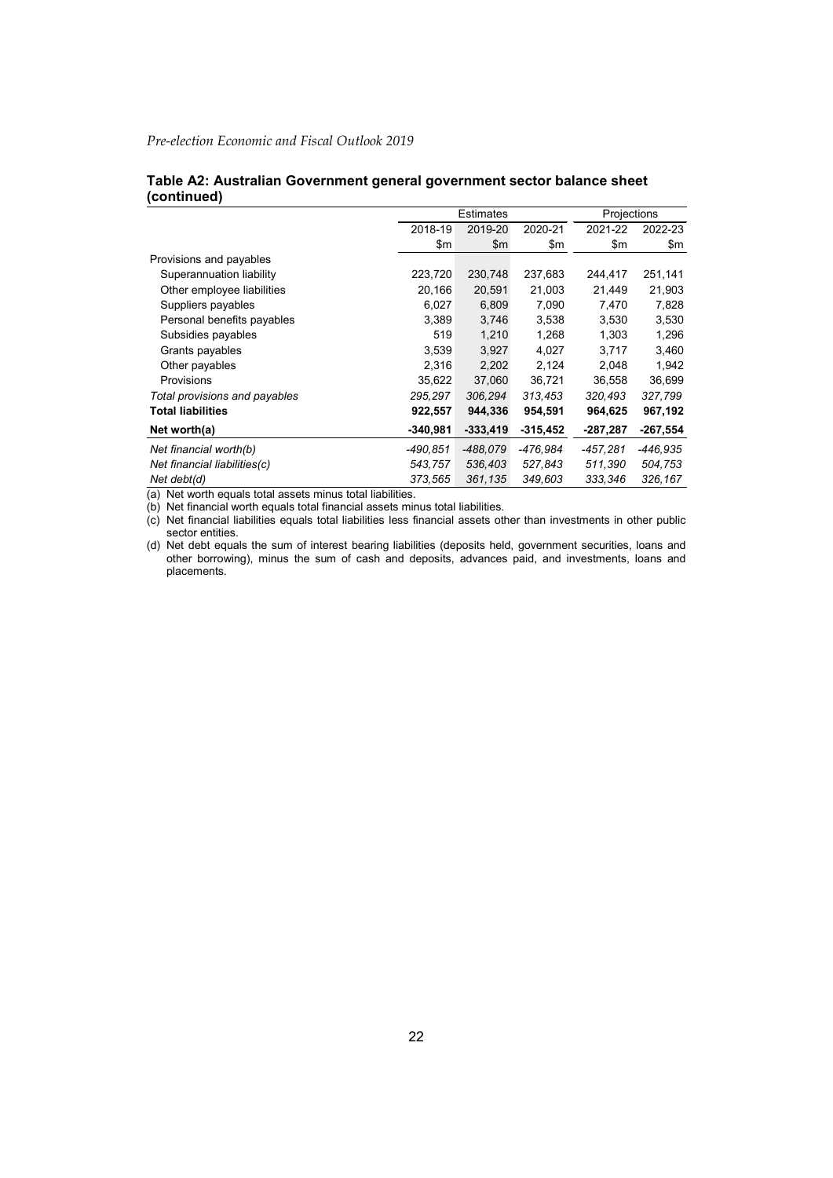**Table A2: Australian Government general government sector balance sheet (continued)**

| | Estimates | | | Projections | |
|---|---|---|---|---|---|
| | 2018-19 | 2019-20 | 2020-21 | 2021-22 | 2022-23 |
| | $m | $m | $m | $m | $m |
| Provisions and payables | | | | | |
| Superannuation liability | 223,720 | 230,748 | 237,683 | 244,417 | 251,141 |
| Other employee liabilities | 20,166 | 20,591 | 21,003 | 21,449 | 21,903 |
| Suppliers payables | 6,027 | 6,809 | 7,090 | 7,470 | 7,828 |
| Personal benefits payables | 3,389 | 3,746 | 3,538 | 3,530 | 3,530 |
| Subsidies payables | 519 | 1,210 | 1,268 | 1,303 | 1,296 |
| Grants payables | 3,539 | 3,927 | 4,027 | 3,717 | 3,460 |
| Other payables | 2,316 | 2,202 | 2,124 | 2,048 | 1,942 |
| Provisions | 35,622 | 37,060 | 36,721 | 36,558 | 36,699 |
| *Total provisions and payables* | *295,297* | *306,294* | *313,453* | *320,493* | *327,799* |
| **Total liabilities** | **922,557** | **944,336** | **954,591** | **964,625** | **967,192** |
| **Net worth(a)** | **-340,981** | **-333,419** | **-315,452** | **-287,287** | **-267,554** |
| *Net financial worth(b)* | *-490,851* | *-488,079* | *-476,984* | *-457,281* | *-446,935* |
| *Net financial liabilities(c)* | *543,757* | *536,403* | *527,843* | *511,390* | *504,753* |
| *Net debt(d)* | *373,565* | *361,135* | *349,603* | *333,346* | *326,167* |

(a) Net worth equals total assets minus total liabilities.

(b) Net financial worth equals total financial assets minus total liabilities.

(c) Net financial liabilities equals total liabilities less financial assets other than investments in other public sector entities.

(d) Net debt equals the sum of interest bearing liabilities (deposits held, government securities, loans and other borrowing), minus the sum of cash and deposits, advances paid, and investments, loans and placements.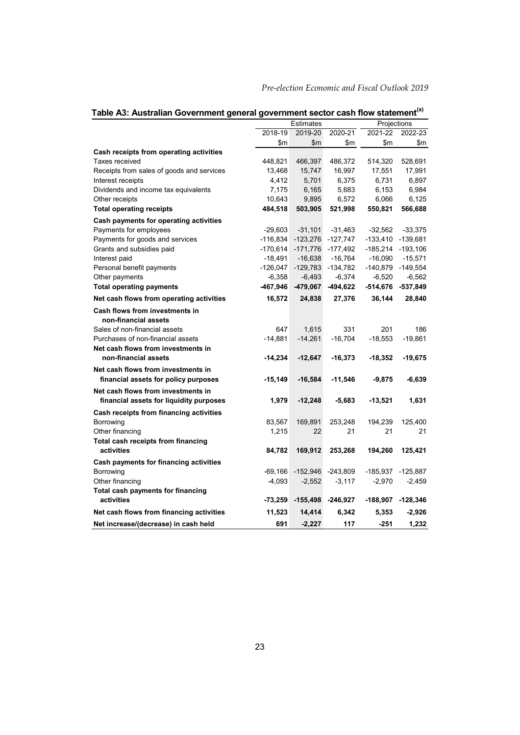**Table A3: Australian Government general government sector cash flow statement[(a)]**

| | Estimates | | | Projections | |
|---|---|---|---|---|---|
| | 2018-19 | 2019-20 | 2020-21 | 2021-22 | 2022-23 |
| | $m | $m | $m | $m | $m |
| **Cash receipts from operating activities** | | | | | |
| Taxes received | 448,821 | 466,397 | 486,372 | 514,320 | 528,691 |
| Receipts from sales of goods and services | 13,468 | 15,747 | 16,997 | 17,551 | 17,991 |
| Interest receipts | 4,412 | 5,701 | 6,375 | 6,731 | 6,897 |
| Dividends and income tax equivalents | 7,175 | 6,165 | 5,683 | 6,153 | 6,984 |
| Other receipts | 10,643 | 9,895 | 6,572 | 6,066 | 6,125 |
| **Total operating receipts** | **484,518** | **503,905** | **521,998** | **550,821** | **566,688** |
| **Cash payments for operating activities** | | | | | |
| Payments for employees | -29,603 | -31,101 | -31,463 | -32,562 | -33,375 |
| Payments for goods and services | -116,834 | -123,276 | -127,747 | -133,410 | -139,681 |
| Grants and subsidies paid | -170,614 | -171,776 | -177,492 | -185,214 | -193,106 |
| Interest paid | -18,491 | -16,638 | -16,764 | -16,090 | -15,571 |
| Personal benefit payments | -126,047 | -129,783 | -134,782 | -140,879 | -149,554 |
| Other payments | -6,358 | -6,493 | -6,374 | -6,520 | -6,562 |
| **Total operating payments** | **-467,946** | **-479,067** | **-494,622** | **-514,676** | **-537,849** |
| **Net cash flows from operating activities** | **16,572** | **24,838** | **27,376** | **36,144** | **28,840** |
| **Cash flows from investments in non-financial assets** | | | | | |
| Sales of non-financial assets | 647 | 1,615 | 331 | 201 | 186 |
| Purchases of non-financial assets | -14,881 | -14,261 | -16,704 | -18,553 | -19,861 |
| **Net cash flows from investments in non-financial assets** | **-14,234** | **-12,647** | **-16,373** | **-18,352** | **-19,675** |
| **Net cash flows from investments in financial assets for policy purposes** | **-15,149** | **-16,584** | **-11,546** | **-9,875** | **-6,639** |
| **Net cash flows from investments in financial assets for liquidity purposes** | **1,979** | **-12,248** | **-5,683** | **-13,521** | **1,631** |
| **Cash receipts from financing activities** | | | | | |
| Borrowing | 83,567 | 169,891 | 253,248 | 194,239 | 125,400 |
| Other financing | 1,215 | 22 | 21 | 21 | 21 |
| **Total cash receipts from financing activities** | **84,782** | **169,912** | **253,268** | **194,260** | **125,421** |
| **Cash payments for financing activities** | | | | | |
| Borrowing | -69,166 | -152,946 | -243,809 | -185,937 | -125,887 |
| Other financing | -4,093 | -2,552 | -3,117 | -2,970 | -2,459 |
| **Total cash payments for financing activities** | **-73,259** | **-155,498** | **-246,927** | **-188,907** | **-128,346** |
| **Net cash flows from financing activities** | **11,523** | **14,414** | **6,342** | **5,353** | **-2,926** |
| **Net increase/(decrease) in cash held** | **691** | **-2,227** | **117** | **-251** | **1,232** |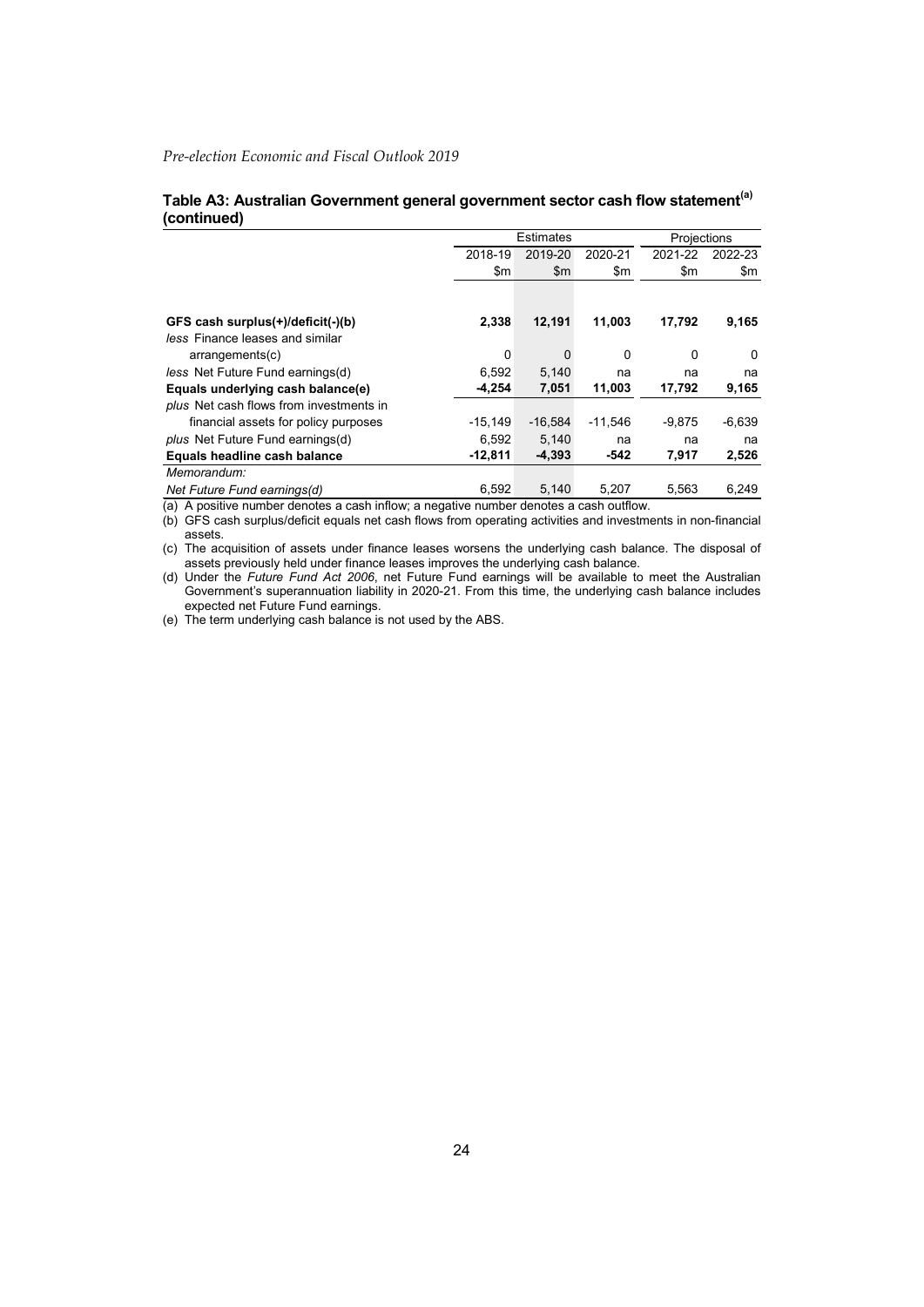**Table A3: Australian Government general government sector cash flow statement[(a)] (continued)**

| | Estimates | | | Projections | |
|---|---|---|---|---|---|
| | 2018-19 | 2019-20 | 2020-21 | 2021-22 | 2022-23 |
| | $m | $m | $m | $m | $m |
| **GFS cash surplus(+)/deficit(-)(b)** | **2,338** | **12,191** | **11,003** | **17,792** | **9,165** |
| *less* Finance leases and similar arrangements(c) | 0 | 0 | 0 | 0 | 0 |
| *less* Net Future Fund earnings(d) | 6,592 | 5,140 | na | na | na |
| **Equals underlying cash balance(e)** | **-4,254** | **7,051** | **11,003** | **17,792** | **9,165** |
| *plus* Net cash flows from investments in financial assets for policy purposes | -15,149 | -16,584 | -11,546 | -9,875 | -6,639 |
| *plus* Net Future Fund earnings(d) | 6,592 | 5,140 | na | na | na |
| **Equals headline cash balance** | **-12,811** | **-4,393** | **-542** | **7,917** | **2,526** |
| *Memorandum:* | | | | | |
| *Net Future Fund earnings(d)* | 6,592 | 5,140 | 5,207 | 5,563 | 6,249 |

(a) A positive number denotes a cash inflow; a negative number denotes a cash outflow.

(b) GFS cash surplus/deficit equals net cash flows from operating activities and investments in non-financial assets.

(c) The acquisition of assets under finance leases worsens the underlying cash balance. The disposal of assets previously held under finance leases improves the underlying cash balance.

(d) Under the *Future Fund Act 2006*, net Future Fund earnings will be available to meet the Australian Government's superannuation liability in 2020-21. From this time, the underlying cash balance includes expected net Future Fund earnings.

(e) The term underlying cash balance is not used by the ABS.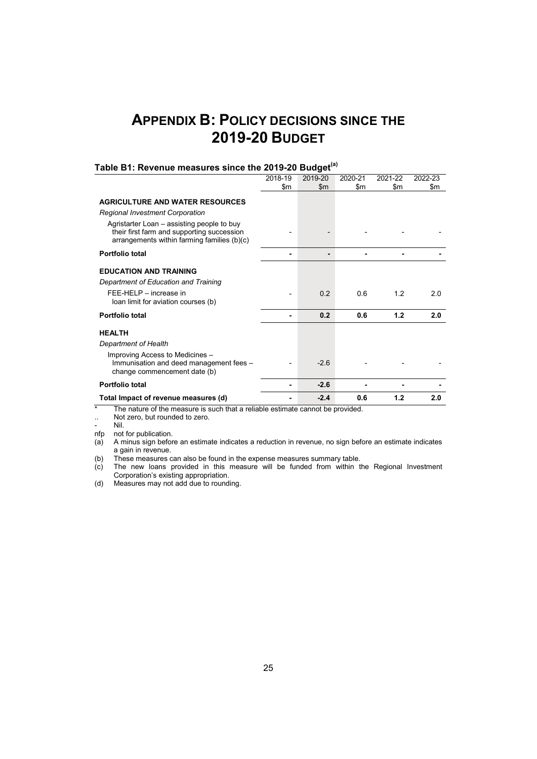# APPENDIX B: POLICY DECISIONS SINCE THE 2019-20 BUDGET

## Table B1: Revenue measures since the 2019-20 Budget[(a)]

| | 2018-19 $m | 2019-20 $m | 2020-21 $m | 2021-22 $m | 2022-23 $m |
|---|---|---|---|---|---|
| **AGRICULTURE AND WATER RESOURCES** | | | | | |
| *Regional Investment Corporation* | | | | | |
| Agristarter Loan – assisting people to buy their first farm and supporting succession arrangements within farming families (b)(c) | - | - | - | - | - |
| **Portfolio total** | **-** | **-** | **-** | **-** | **-** |
| **EDUCATION AND TRAINING** | | | | | |
| *Department of Education and Training* | | | | | |
| FEE-HELP – increase in loan limit for aviation courses (b) | - | 0.2 | 0.6 | 1.2 | 2.0 |
| **Portfolio total** | **-** | **0.2** | **0.6** | **1.2** | **2.0** |
| **HEALTH** | | | | | |
| *Department of Health* | | | | | |
| Improving Access to Medicines – Immunisation and deed management fees – change commencement date (b) | - | -2.6 | - | - | - |
| **Portfolio total** | **-** | **-2.6** | **-** | **-** | **-** |
| **Total Impact of revenue measures (d)** | **-** | **-2.4** | **0.6** | **1.2** | **2.0** |

\* The nature of the measure is such that a reliable estimate cannot be provided.

.. Not zero, but rounded to zero.

\- Nil.

nfp not for publication.

(a) A minus sign before an estimate indicates a reduction in revenue, no sign before an estimate indicates a gain in revenue.

(b) These measures can also be found in the expense measures summary table.

(c) The new loans provided in this measure will be funded from within the Regional Investment Corporation's existing appropriation.

(d) Measures may not add due to rounding.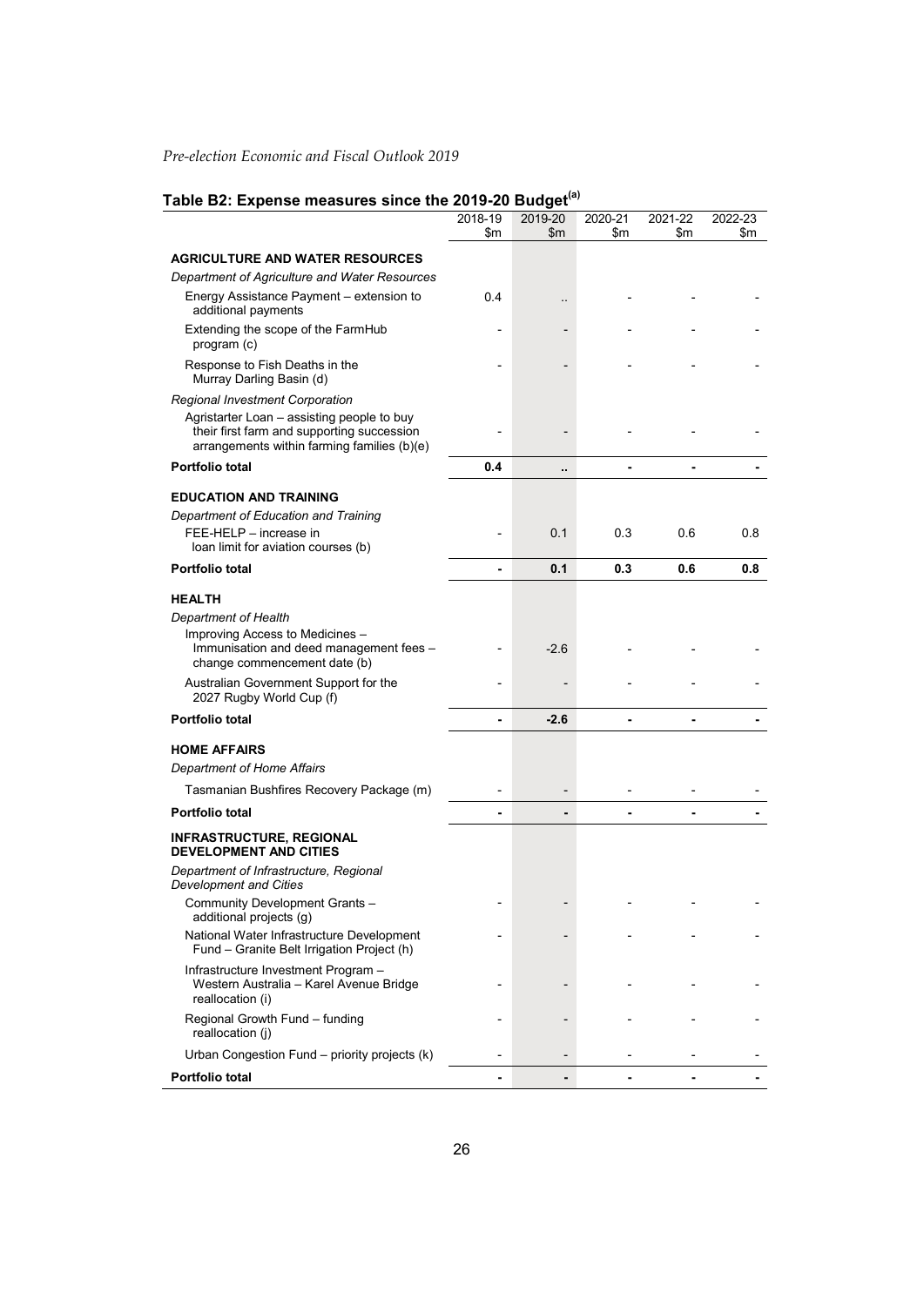## Table B2: Expense measures since the 2019-20 Budget[(a)]

| | 2018-19 $m | 2019-20 $m | 2020-21 $m | 2021-22 $m | 2022-23 $m |
|---|---|---|---|---|---|
| **AGRICULTURE AND WATER RESOURCES** | | | | | |
| *Department of Agriculture and Water Resources* | | | | | |
| Energy Assistance Payment – extension to additional payments | 0.4 | .. | - | - | - |
| Extending the scope of the FarmHub program (c) | - | - | - | - | - |
| Response to Fish Deaths in the Murray Darling Basin (d) | - | - | - | - | - |
| *Regional Investment Corporation* | | | | | |
| Agristarter Loan – assisting people to buy their first farm and supporting succession arrangements within farming families (b)(e) | - | - | - | - | - |
| **Portfolio total** | **0.4** | **..** | **-** | **-** | **-** |
| **EDUCATION AND TRAINING** | | | | | |
| *Department of Education and Training* | | | | | |
| FEE-HELP – increase in loan limit for aviation courses (b) | - | 0.1 | 0.3 | 0.6 | 0.8 |
| **Portfolio total** | **-** | **0.1** | **0.3** | **0.6** | **0.8** |
| **HEALTH** | | | | | |
| *Department of Health* | | | | | |
| Improving Access to Medicines – Immunisation and deed management fees – change commencement date (b) | - | -2.6 | - | - | - |
| Australian Government Support for the 2027 Rugby World Cup (f) | - | - | - | - | - |
| **Portfolio total** | **-** | **-2.6** | **-** | **-** | **-** |
| **HOME AFFAIRS** | | | | | |
| *Department of Home Affairs* | | | | | |
| Tasmanian Bushfires Recovery Package (m) | - | - | - | - | - |
| **Portfolio total** | **-** | **-** | **-** | **-** | **-** |
| **INFRASTRUCTURE, REGIONAL DEVELOPMENT AND CITIES** | | | | | |
| *Department of Infrastructure, Regional Development and Cities* | | | | | |
| Community Development Grants – additional projects (g) | - | - | - | - | - |
| National Water Infrastructure Development Fund – Granite Belt Irrigation Project (h) | - | - | - | - | - |
| Infrastructure Investment Program – Western Australia – Karel Avenue Bridge reallocation (i) | - | - | - | - | - |
| Regional Growth Fund – funding reallocation (j) | - | - | - | - | - |
| Urban Congestion Fund – priority projects (k) | - | - | - | - | - |
| **Portfolio total** | **-** | **-** | **-** | **-** | **-** |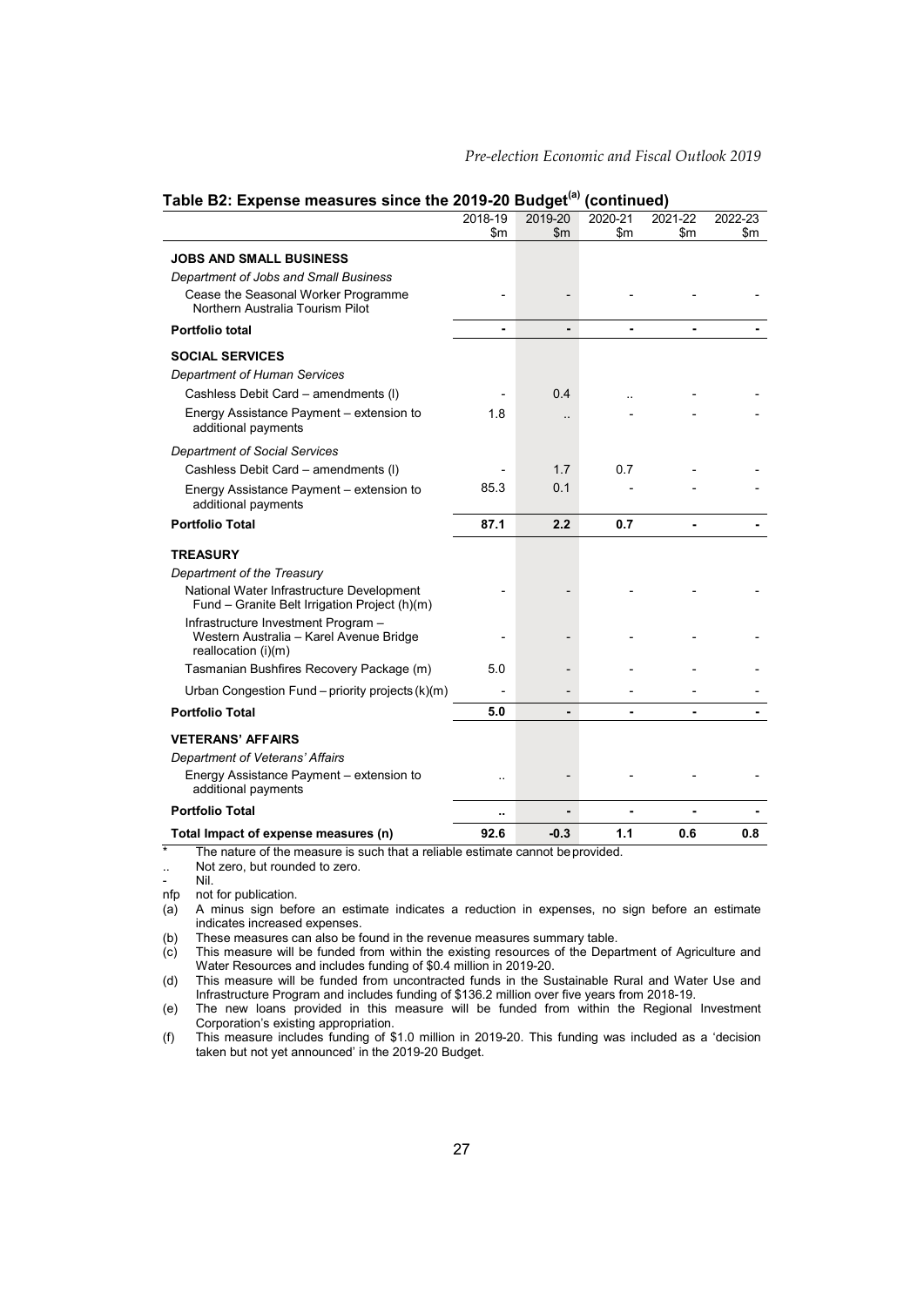## Table B2: Expense measures since the 2019-20 Budget[(a)] (continued)

| | 2018-19 $m | 2019-20 $m | 2020-21 $m | 2021-22 $m | 2022-23 $m |
|---|---|---|---|---|---|
| **JOBS AND SMALL BUSINESS** | | | | | |
| *Department of Jobs and Small Business* | | | | | |
| Cease the Seasonal Worker Programme Northern Australia Tourism Pilot | - | - | - | - | - |
| **Portfolio total** | **-** | **-** | **-** | **-** | **-** |
| **SOCIAL SERVICES** | | | | | |
| *Department of Human Services* | | | | | |
| Cashless Debit Card – amendments (l) | - | 0.4 | .. | - | - |
| Energy Assistance Payment – extension to additional payments | 1.8 | .. | - | - | - |
| *Department of Social Services* | | | | | |
| Cashless Debit Card – amendments (l) | - | 1.7 | 0.7 | - | - |
| Energy Assistance Payment – extension to additional payments | 85.3 | 0.1 | - | - | - |
| **Portfolio Total** | **87.1** | **2.2** | **0.7** | **-** | **-** |
| **TREASURY** | | | | | |
| *Department of the Treasury* | | | | | |
| National Water Infrastructure Development Fund – Granite Belt Irrigation Project (h)(m) | - | - | - | - | - |
| Infrastructure Investment Program – Western Australia – Karel Avenue Bridge reallocation (i)(m) | - | - | - | - | - |
| Tasmanian Bushfires Recovery Package (m) | 5.0 | - | - | - | - |
| Urban Congestion Fund – priority projects (k)(m) | - | - | - | - | - |
| **Portfolio Total** | **5.0** | **-** | **-** | **-** | **-** |
| **VETERANS' AFFAIRS** | | | | | |
| *Department of Veterans' Affairs* | | | | | |
| Energy Assistance Payment – extension to additional payments | .. | - | - | - | - |
| **Portfolio Total** | **..** | **-** | **-** | **-** | **-** |
| **Total Impact of expense measures (n)** | **92.6** | **-0.3** | **1.1** | **0.6** | **0.8** |

\* The nature of the measure is such that a reliable estimate cannot be provided.

.. Not zero, but rounded to zero.

\- Nil.

nfp not for publication.

(a) A minus sign before an estimate indicates a reduction in expenses, no sign before an estimate indicates increased expenses.

(b) These measures can also be found in the revenue measures summary table.

(c) This measure will be funded from within the existing resources of the Department of Agriculture and Water Resources and includes funding of $0.4 million in 2019-20.

(d) This measure will be funded from uncontracted funds in the Sustainable Rural and Water Use and Infrastructure Program and includes funding of $136.2 million over five years from 2018-19.

(e) The new loans provided in this measure will be funded from within the Regional Investment Corporation's existing appropriation.

(f) This measure includes funding of $1.0 million in 2019-20. This funding was included as a 'decision taken but not yet announced' in the 2019-20 Budget.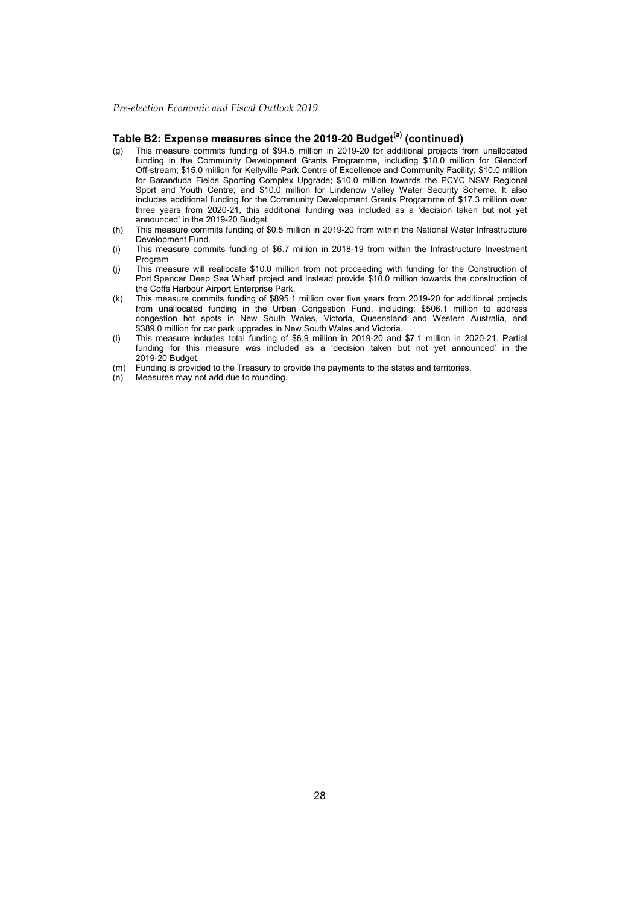### Table B2: Expense measures since the 2019-20 Budget[(a)] (continued)

(g) This measure commits funding of $94.5 million in 2019-20 for additional projects from unallocated funding in the Community Development Grants Programme, including $18.0 million for Glendorf Off-stream; $15.0 million for Kellyville Park Centre of Excellence and Community Facility; $10.0 million for Baranduda Fields Sporting Complex Upgrade; $10.0 million towards the PCYC NSW Regional Sport and Youth Centre; and $10.0 million for Lindenow Valley Water Security Scheme. It also includes additional funding for the Community Development Grants Programme of $17.3 million over three years from 2020-21, this additional funding was included as a 'decision taken but not yet announced' in the 2019-20 Budget.

(h) This measure commits funding of $0.5 million in 2019-20 from within the National Water Infrastructure Development Fund.

(i) This measure commits funding of $6.7 million in 2018-19 from within the Infrastructure Investment Program.

(j) This measure will reallocate $10.0 million from not proceeding with funding for the Construction of Port Spencer Deep Sea Wharf project and instead provide $10.0 million towards the construction of the Coffs Harbour Airport Enterprise Park.

(k) This measure commits funding of $895.1 million over five years from 2019-20 for additional projects from unallocated funding in the Urban Congestion Fund, including: $506.1 million to address congestion hot spots in New South Wales, Victoria, Queensland and Western Australia, and $389.0 million for car park upgrades in New South Wales and Victoria.

(l) This measure includes total funding of $6.9 million in 2019-20 and $7.1 million in 2020-21. Partial funding for this measure was included as a 'decision taken but not yet announced' in the 2019-20 Budget.

(m) Funding is provided to the Treasury to provide the payments to the states and territories.

(n) Measures may not add due to rounding.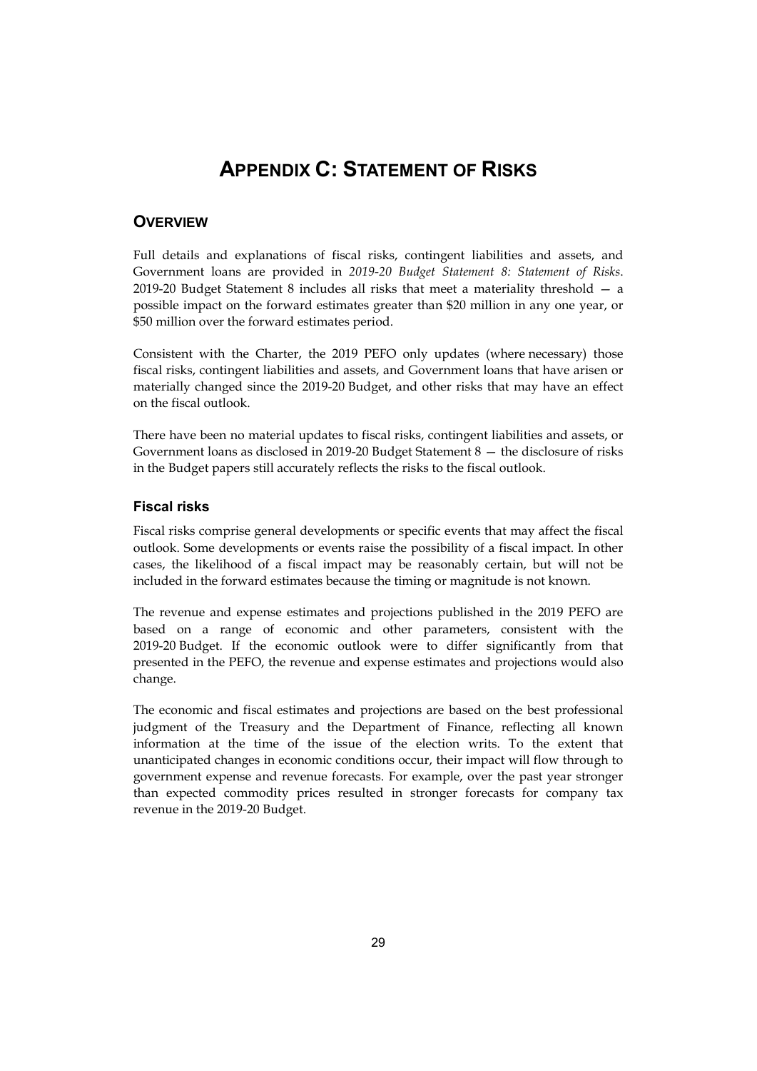# APPENDIX C: STATEMENT OF RISKS

## OVERVIEW

Full details and explanations of fiscal risks, contingent liabilities and assets, and Government loans are provided in *2019-20 Budget Statement 8: Statement of Risks*. 2019-20 Budget Statement 8 includes all risks that meet a materiality threshold — a possible impact on the forward estimates greater than $20 million in any one year, or $50 million over the forward estimates period.

Consistent with the Charter, the 2019 PEFO only updates (where necessary) those fiscal risks, contingent liabilities and assets, and Government loans that have arisen or materially changed since the 2019-20 Budget, and other risks that may have an effect on the fiscal outlook.

There have been no material updates to fiscal risks, contingent liabilities and assets, or Government loans as disclosed in 2019-20 Budget Statement 8 — the disclosure of risks in the Budget papers still accurately reflects the risks to the fiscal outlook.

### Fiscal risks

Fiscal risks comprise general developments or specific events that may affect the fiscal outlook. Some developments or events raise the possibility of a fiscal impact. In other cases, the likelihood of a fiscal impact may be reasonably certain, but will not be included in the forward estimates because the timing or magnitude is not known.

The revenue and expense estimates and projections published in the 2019 PEFO are based on a range of economic and other parameters, consistent with the 2019-20 Budget. If the economic outlook were to differ significantly from that presented in the PEFO, the revenue and expense estimates and projections would also change.

The economic and fiscal estimates and projections are based on the best professional judgment of the Treasury and the Department of Finance, reflecting all known information at the time of the issue of the election writs. To the extent that unanticipated changes in economic conditions occur, their impact will flow through to government expense and revenue forecasts. For example, over the past year stronger than expected commodity prices resulted in stronger forecasts for company tax revenue in the 2019-20 Budget.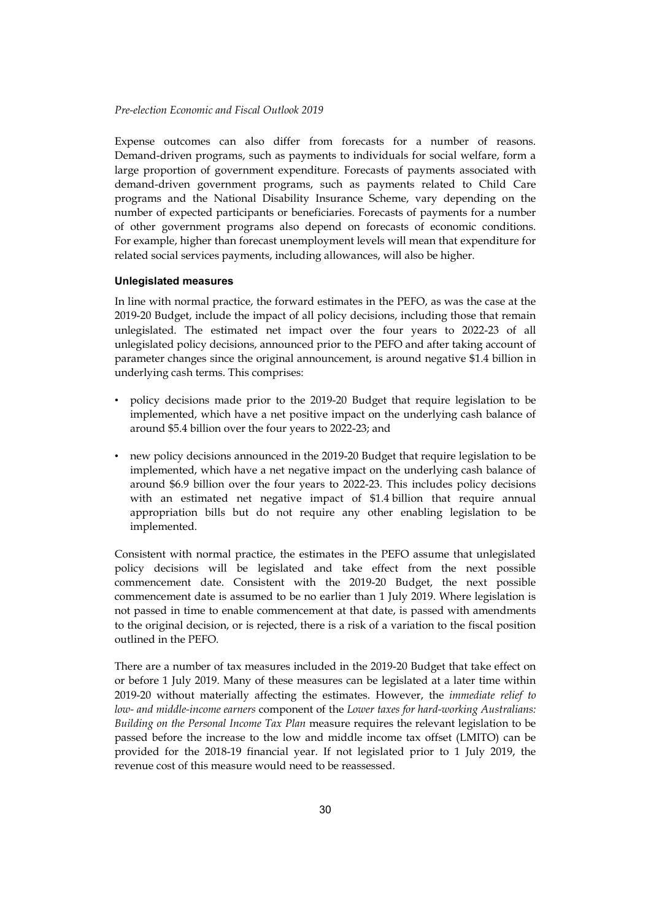Expense outcomes can also differ from forecasts for a number of reasons. Demand-driven programs, such as payments to individuals for social welfare, form a large proportion of government expenditure. Forecasts of payments associated with demand-driven government programs, such as payments related to Child Care programs and the National Disability Insurance Scheme, vary depending on the number of expected participants or beneficiaries. Forecasts of payments for a number of other government programs also depend on forecasts of economic conditions. For example, higher than forecast unemployment levels will mean that expenditure for related social services payments, including allowances, will also be higher.

#### Unlegislated measures

In line with normal practice, the forward estimates in the PEFO, as was the case at the 2019-20 Budget, include the impact of all policy decisions, including those that remain unlegislated. The estimated net impact over the four years to 2022-23 of all unlegislated policy decisions, announced prior to the PEFO and after taking account of parameter changes since the original announcement, is around negative $1.4 billion in underlying cash terms. This comprises:

- policy decisions made prior to the 2019-20 Budget that require legislation to be implemented, which have a net positive impact on the underlying cash balance of around $5.4 billion over the four years to 2022-23; and
- new policy decisions announced in the 2019-20 Budget that require legislation to be implemented, which have a net negative impact on the underlying cash balance of around $6.9 billion over the four years to 2022-23. This includes policy decisions with an estimated net negative impact of $1.4 billion that require annual appropriation bills but do not require any other enabling legislation to be implemented.

Consistent with normal practice, the estimates in the PEFO assume that unlegislated policy decisions will be legislated and take effect from the next possible commencement date. Consistent with the 2019-20 Budget, the next possible commencement date is assumed to be no earlier than 1 July 2019. Where legislation is not passed in time to enable commencement at that date, is passed with amendments to the original decision, or is rejected, there is a risk of a variation to the fiscal position outlined in the PEFO.

There are a number of tax measures included in the 2019-20 Budget that take effect on or before 1 July 2019. Many of these measures can be legislated at a later time within 2019-20 without materially affecting the estimates. However, the *immediate relief to low- and middle-income earners* component of the *Lower taxes for hard-working Australians: Building on the Personal Income Tax Plan* measure requires the relevant legislation to be passed before the increase to the low and middle income tax offset (LMITO) can be provided for the 2018-19 financial year. If not legislated prior to 1 July 2019, the revenue cost of this measure would need to be reassessed.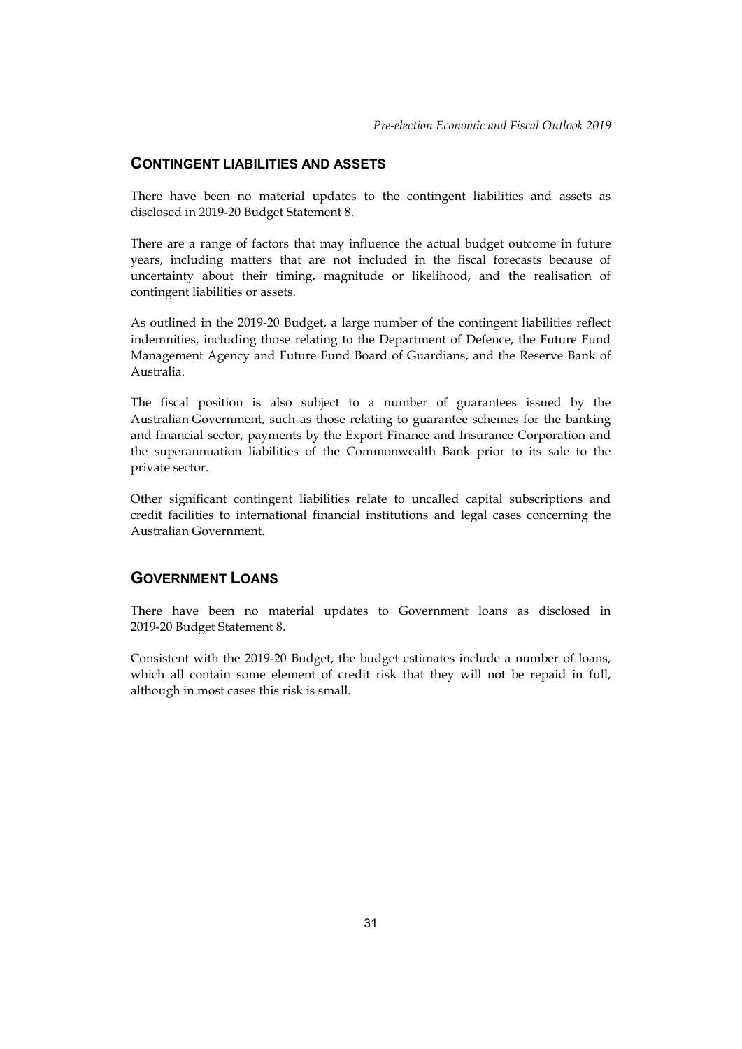## CONTINGENT LIABILITIES AND ASSETS

There have been no material updates to the contingent liabilities and assets as disclosed in 2019-20 Budget Statement 8.

There are a range of factors that may influence the actual budget outcome in future years, including matters that are not included in the fiscal forecasts because of uncertainty about their timing, magnitude or likelihood, and the realisation of contingent liabilities or assets.

As outlined in the 2019-20 Budget, a large number of the contingent liabilities reflect indemnities, including those relating to the Department of Defence, the Future Fund Management Agency and Future Fund Board of Guardians, and the Reserve Bank of Australia.

The fiscal position is also subject to a number of guarantees issued by the Australian Government, such as those relating to guarantee schemes for the banking and financial sector, payments by the Export Finance and Insurance Corporation and the superannuation liabilities of the Commonwealth Bank prior to its sale to the private sector.

Other significant contingent liabilities relate to uncalled capital subscriptions and credit facilities to international financial institutions and legal cases concerning the Australian Government.

## GOVERNMENT LOANS

There have been no material updates to Government loans as disclosed in 2019-20 Budget Statement 8.

Consistent with the 2019-20 Budget, the budget estimates include a number of loans, which all contain some element of credit risk that they will not be repaid in full, although in most cases this risk is small.